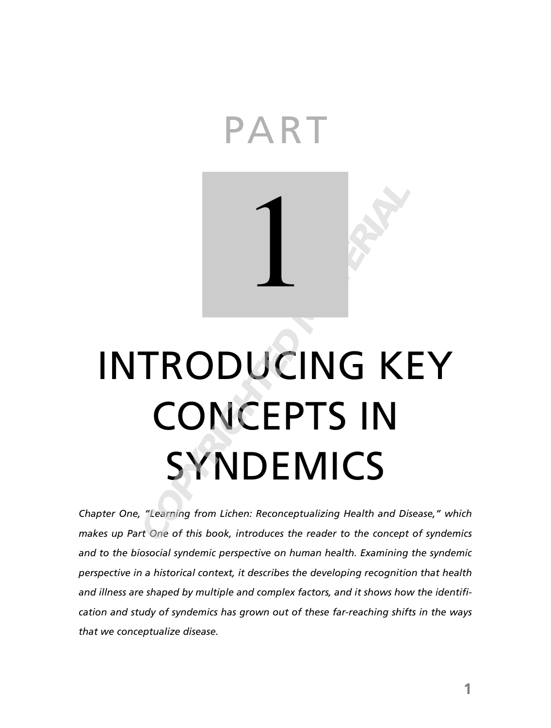# PART 1

# INTRODUCING KEY CONCEPTS IN SYNDEMICS

*Chapter One, "Learning from Lichen: Reconceptualizing Health and Disease," which makes up Part One of this book, introduces the reader to the concept of syndemics and to the biosocial syndemic perspective on human health. Examining the syndemic perspective in a historical context, it describes the developing recognition that health and illness are shaped by multiple and complex factors, and it shows how the identification and study of syndemics has grown out of these far-reaching shifts in the ways that we conceptualize disease.*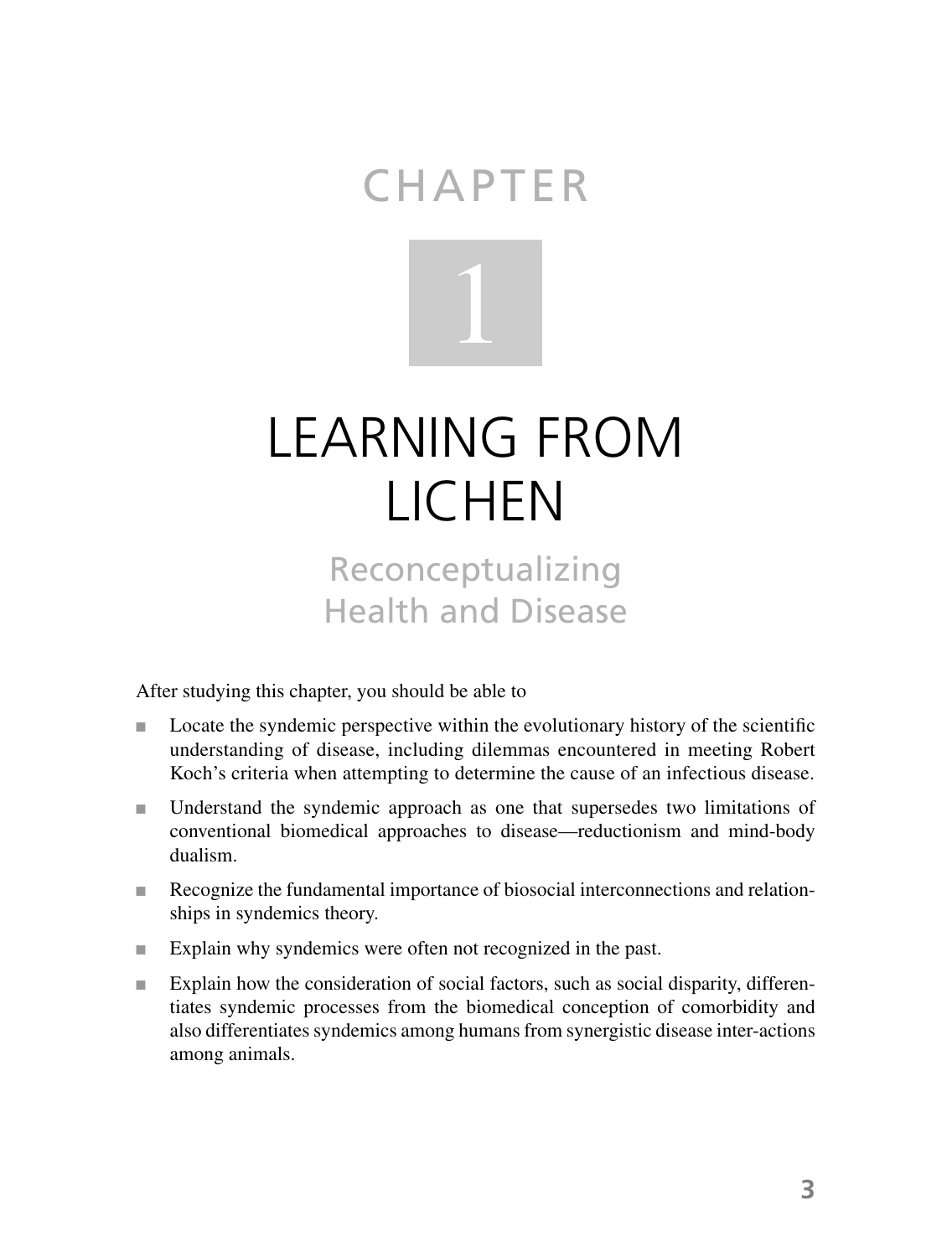# CHAPTER 1

# LEARNING FROM LICHEN

## Reconceptualizing Health and Disease

After studying this chapter, you should be able to

- Locate the syndemic perspective within the evolutionary history of the scientific understanding of disease, including dilemmas encountered in meeting Robert Koch's criteria when attempting to determine the cause of an infectious disease.
- Understand the syndemic approach as one that supersedes two limitations of conventional biomedical approaches to disease—reductionism and mind-body dualism.
- Recognize the fundamental importance of biosocial interconnections and relationships in syndemics theory.
- Explain why syndemics were often not recognized in the past.
- Explain how the consideration of social factors, such as social disparity, differentiates syndemic processes from the biomedical conception of comorbidity and also differentiates syndemics among humans from synergistic disease inter-actions among animals.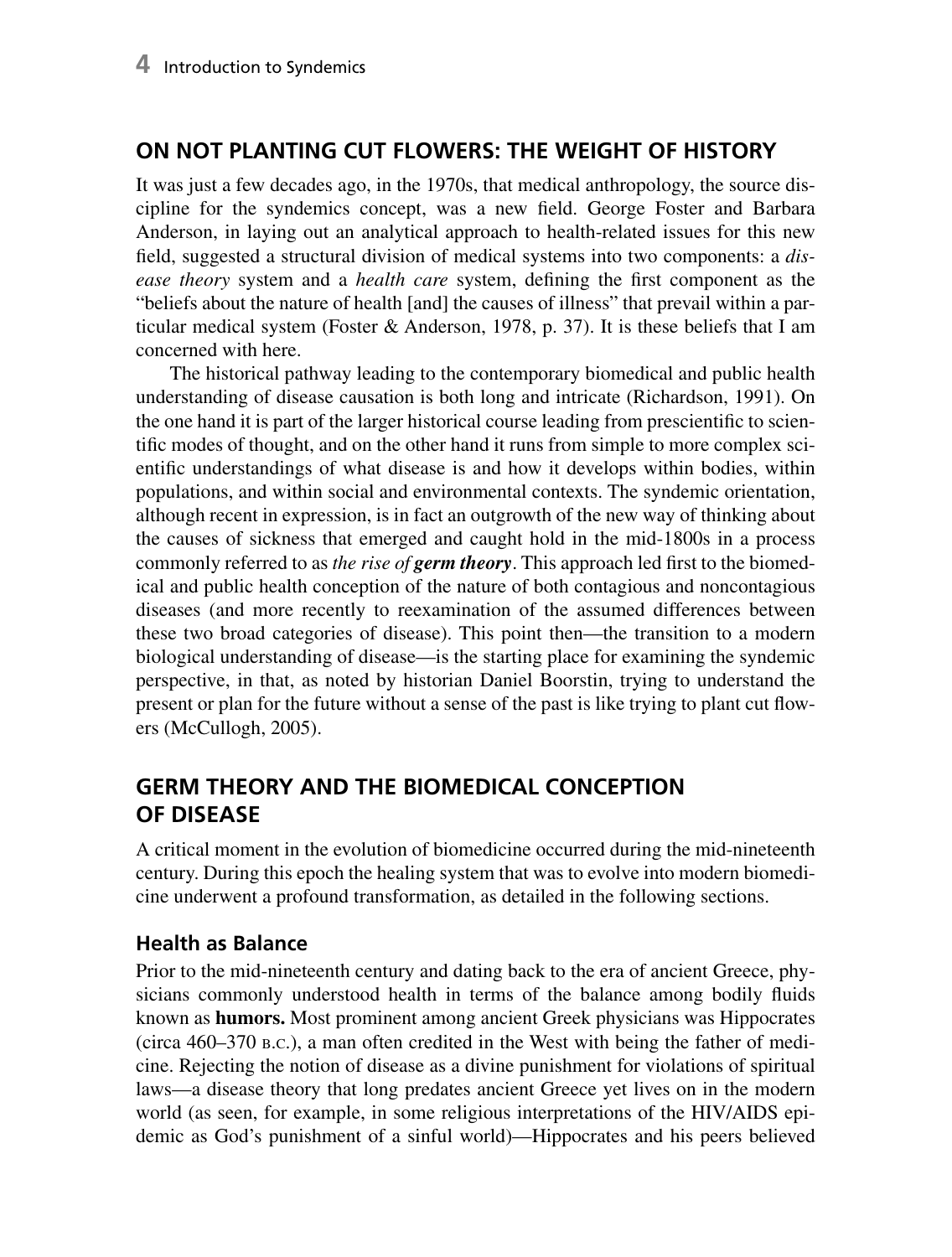## ON NOT PLANTING CUT FLOWERS: THE WEIGHT OF HISTORY

It was just a few decades ago, in the 1970s, that medical anthropology, the source discipline for the syndemics concept, was a new field. George Foster and Barbara Anderson, in laying out an analytical approach to health-related issues for this new field, suggested a structural division of medical systems into two components: a *disease theory* system and a *health care* system, defining the first component as the "beliefs about the nature of health [and] the causes of illness" that prevail within a particular medical system (Foster & Anderson, 1978, p. 37). It is these beliefs that I am concerned with here.

The historical pathway leading to the contemporary biomedical and public health understanding of disease causation is both long and intricate (Richardson, 1991). On the one hand it is part of the larger historical course leading from prescientific to scientific modes of thought, and on the other hand it runs from simple to more complex scientific understandings of what disease is and how it develops within bodies, within populations, and within social and environmental contexts. The syndemic orientation, although recent in expression, is in fact an outgrowth of the new way of thinking about the causes of sickness that emerged and caught hold in the mid-1800s in a process commonly referred to as *the rise of* ***germ theory***. This approach led first to the biomedical and public health conception of the nature of both contagious and noncontagious diseases (and more recently to reexamination of the assumed differences between these two broad categories of disease). This point then—the transition to a modern biological understanding of disease—is the starting place for examining the syndemic perspective, in that, as noted by historian Daniel Boorstin, trying to understand the present or plan for the future without a sense of the past is like trying to plant cut flowers (McCullogh, 2005).

## GERM THEORY AND THE BIOMEDICAL CONCEPTION OF DISEASE

A critical moment in the evolution of biomedicine occurred during the mid-nineteenth century. During this epoch the healing system that was to evolve into modern biomedicine underwent a profound transformation, as detailed in the following sections.

### Health as Balance

Prior to the mid-nineteenth century and dating back to the era of ancient Greece, physicians commonly understood health in terms of the balance among bodily fluids known as **humors.** Most prominent among ancient Greek physicians was Hippocrates (circa 460–370 B.C.), a man often credited in the West with being the father of medicine. Rejecting the notion of disease as a divine punishment for violations of spiritual laws—a disease theory that long predates ancient Greece yet lives on in the modern world (as seen, for example, in some religious interpretations of the HIV/AIDS epidemic as God's punishment of a sinful world)—Hippocrates and his peers believed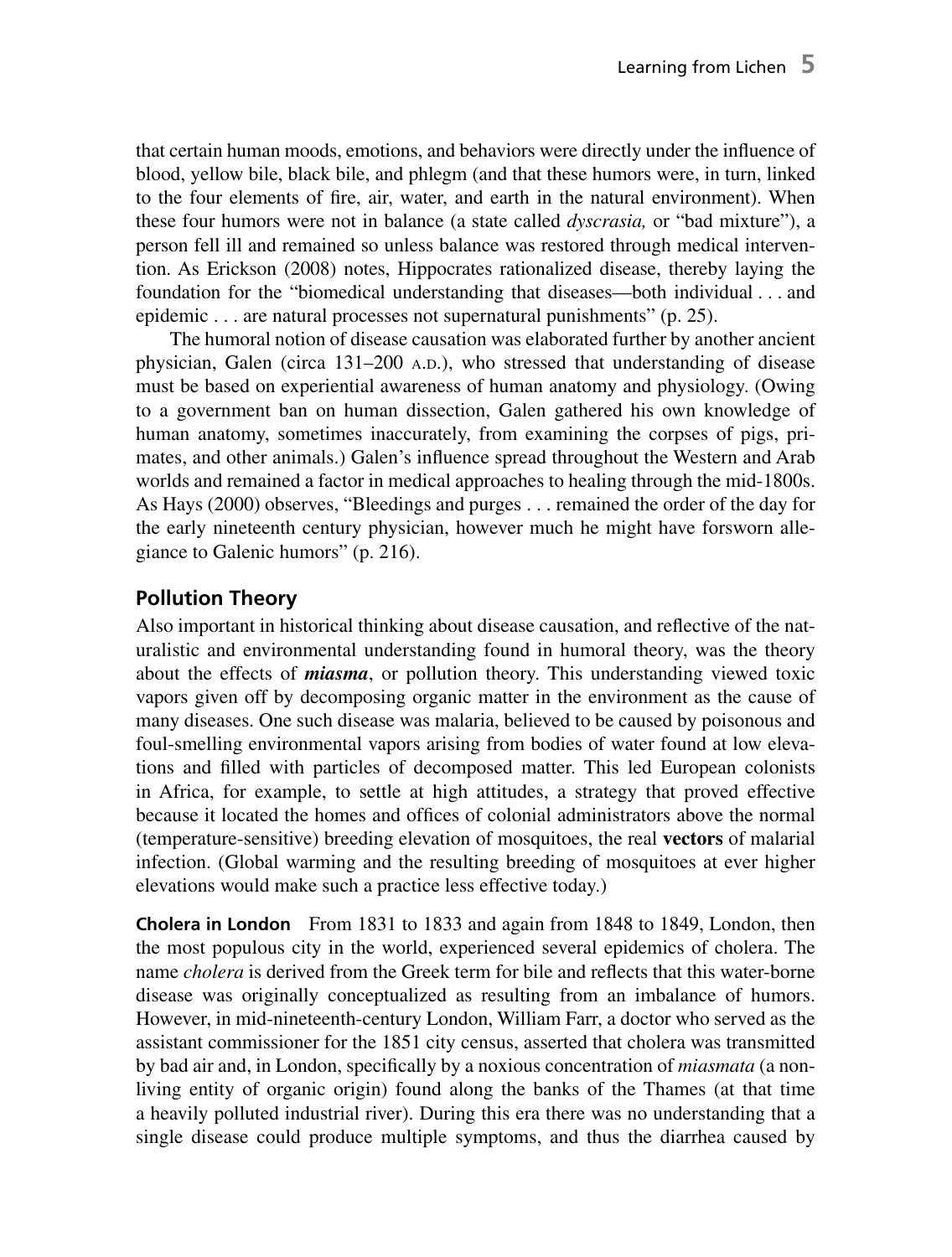that certain human moods, emotions, and behaviors were directly under the influence of blood, yellow bile, black bile, and phlegm (and that these humors were, in turn, linked to the four elements of fire, air, water, and earth in the natural environment). When these four humors were not in balance (a state called *dyscrasia,* or "bad mixture"), a person fell ill and remained so unless balance was restored through medical intervention. As Erickson (2008) notes, Hippocrates rationalized disease, thereby laying the foundation for the "biomedical understanding that diseases—both individual . . . and epidemic . . . are natural processes not supernatural punishments" (p. 25).

The humoral notion of disease causation was elaborated further by another ancient physician, Galen (circa 131–200 A.D.), who stressed that understanding of disease must be based on experiential awareness of human anatomy and physiology. (Owing to a government ban on human dissection, Galen gathered his own knowledge of human anatomy, sometimes inaccurately, from examining the corpses of pigs, primates, and other animals.) Galen's influence spread throughout the Western and Arab worlds and remained a factor in medical approaches to healing through the mid-1800s. As Hays (2000) observes, "Bleedings and purges . . . remained the order of the day for the early nineteenth century physician, however much he might have forsworn allegiance to Galenic humors" (p. 216).

## Pollution Theory

Also important in historical thinking about disease causation, and reflective of the naturalistic and environmental understanding found in humoral theory, was the theory about the effects of ***miasma***, or pollution theory. This understanding viewed toxic vapors given off by decomposing organic matter in the environment as the cause of many diseases. One such disease was malaria, believed to be caused by poisonous and foul-smelling environmental vapors arising from bodies of water found at low elevations and filled with particles of decomposed matter. This led European colonists in Africa, for example, to settle at high attitudes, a strategy that proved effective because it located the homes and offices of colonial administrators above the normal (temperature-sensitive) breeding elevation of mosquitoes, the real **vectors** of malarial infection. (Global warming and the resulting breeding of mosquitoes at ever higher elevations would make such a practice less effective today.)

**Cholera in London** From 1831 to 1833 and again from 1848 to 1849, London, then the most populous city in the world, experienced several epidemics of cholera. The name *cholera* is derived from the Greek term for bile and reflects that this water-borne disease was originally conceptualized as resulting from an imbalance of humors. However, in mid-nineteenth-century London, William Farr, a doctor who served as the assistant commissioner for the 1851 city census, asserted that cholera was transmitted by bad air and, in London, specifically by a noxious concentration of *miasmata* (a nonliving entity of organic origin) found along the banks of the Thames (at that time a heavily polluted industrial river). During this era there was no understanding that a single disease could produce multiple symptoms, and thus the diarrhea caused by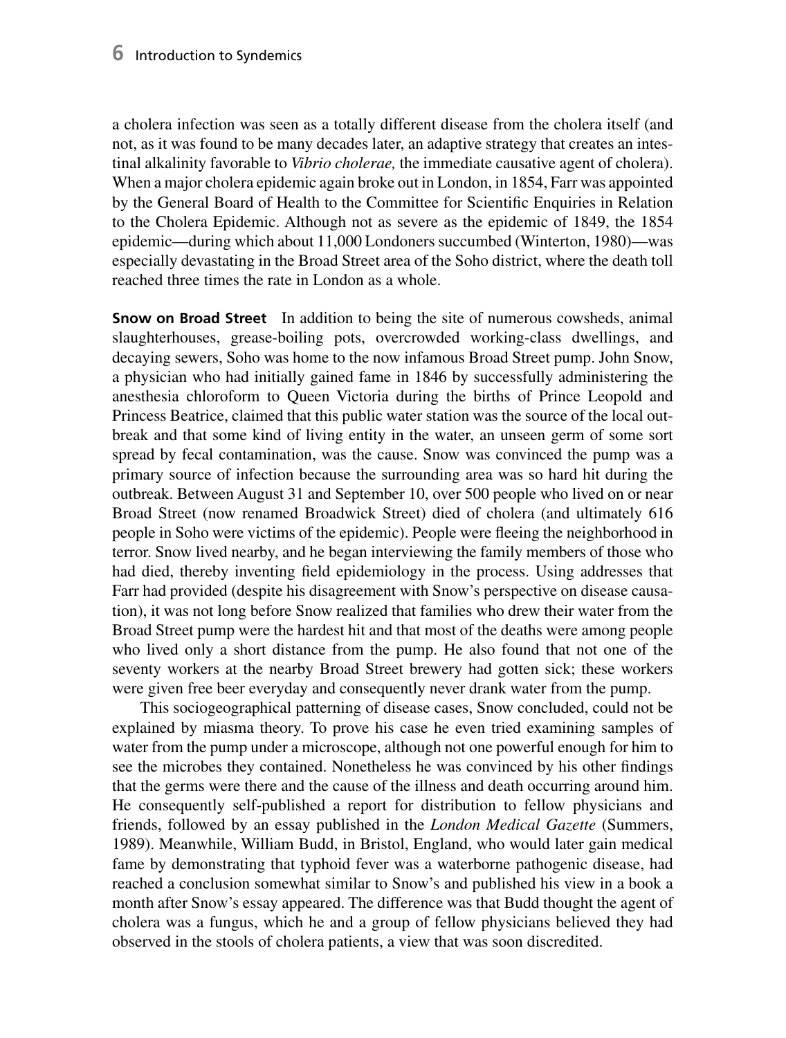a cholera infection was seen as a totally different disease from the cholera itself (and not, as it was found to be many decades later, an adaptive strategy that creates an intestinal alkalinity favorable to *Vibrio cholerae,* the immediate causative agent of cholera). When a major cholera epidemic again broke out in London, in 1854, Farr was appointed by the General Board of Health to the Committee for Scientific Enquiries in Relation to the Cholera Epidemic. Although not as severe as the epidemic of 1849, the 1854 epidemic—during which about 11,000 Londoners succumbed (Winterton, 1980)—was especially devastating in the Broad Street area of the Soho district, where the death toll reached three times the rate in London as a whole.

**Snow on Broad Street** In addition to being the site of numerous cowsheds, animal slaughterhouses, grease-boiling pots, overcrowded working-class dwellings, and decaying sewers, Soho was home to the now infamous Broad Street pump. John Snow, a physician who had initially gained fame in 1846 by successfully administering the anesthesia chloroform to Queen Victoria during the births of Prince Leopold and Princess Beatrice, claimed that this public water station was the source of the local outbreak and that some kind of living entity in the water, an unseen germ of some sort spread by fecal contamination, was the cause. Snow was convinced the pump was a primary source of infection because the surrounding area was so hard hit during the outbreak. Between August 31 and September 10, over 500 people who lived on or near Broad Street (now renamed Broadwick Street) died of cholera (and ultimately 616 people in Soho were victims of the epidemic). People were fleeing the neighborhood in terror. Snow lived nearby, and he began interviewing the family members of those who had died, thereby inventing field epidemiology in the process. Using addresses that Farr had provided (despite his disagreement with Snow's perspective on disease causation), it was not long before Snow realized that families who drew their water from the Broad Street pump were the hardest hit and that most of the deaths were among people who lived only a short distance from the pump. He also found that not one of the seventy workers at the nearby Broad Street brewery had gotten sick; these workers were given free beer everyday and consequently never drank water from the pump.

This sociogeographical patterning of disease cases, Snow concluded, could not be explained by miasma theory. To prove his case he even tried examining samples of water from the pump under a microscope, although not one powerful enough for him to see the microbes they contained. Nonetheless he was convinced by his other findings that the germs were there and the cause of the illness and death occurring around him. He consequently self-published a report for distribution to fellow physicians and friends, followed by an essay published in the *London Medical Gazette* (Summers, 1989). Meanwhile, William Budd, in Bristol, England, who would later gain medical fame by demonstrating that typhoid fever was a waterborne pathogenic disease, had reached a conclusion somewhat similar to Snow's and published his view in a book a month after Snow's essay appeared. The difference was that Budd thought the agent of cholera was a fungus, which he and a group of fellow physicians believed they had observed in the stools of cholera patients, a view that was soon discredited.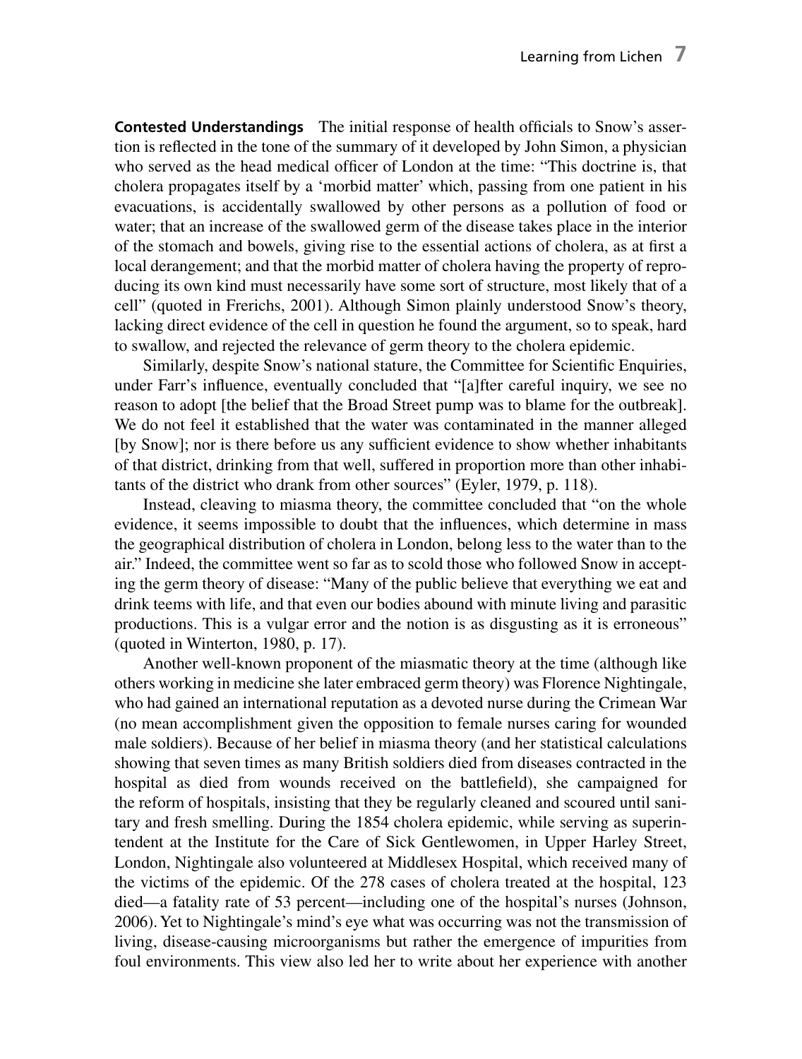**Contested Understandings** The initial response of health officials to Snow's assertion is reflected in the tone of the summary of it developed by John Simon, a physician who served as the head medical officer of London at the time: "This doctrine is, that cholera propagates itself by a 'morbid matter' which, passing from one patient in his evacuations, is accidentally swallowed by other persons as a pollution of food or water; that an increase of the swallowed germ of the disease takes place in the interior of the stomach and bowels, giving rise to the essential actions of cholera, as at first a local derangement; and that the morbid matter of cholera having the property of reproducing its own kind must necessarily have some sort of structure, most likely that of a cell" (quoted in Frerichs, 2001). Although Simon plainly understood Snow's theory, lacking direct evidence of the cell in question he found the argument, so to speak, hard to swallow, and rejected the relevance of germ theory to the cholera epidemic.

Similarly, despite Snow's national stature, the Committee for Scientific Enquiries, under Farr's influence, eventually concluded that "[a]fter careful inquiry, we see no reason to adopt [the belief that the Broad Street pump was to blame for the outbreak]. We do not feel it established that the water was contaminated in the manner alleged [by Snow]; nor is there before us any sufficient evidence to show whether inhabitants of that district, drinking from that well, suffered in proportion more than other inhabitants of the district who drank from other sources" (Eyler, 1979, p. 118).

Instead, cleaving to miasma theory, the committee concluded that "on the whole evidence, it seems impossible to doubt that the influences, which determine in mass the geographical distribution of cholera in London, belong less to the water than to the air." Indeed, the committee went so far as to scold those who followed Snow in accepting the germ theory of disease: "Many of the public believe that everything we eat and drink teems with life, and that even our bodies abound with minute living and parasitic productions. This is a vulgar error and the notion is as disgusting as it is erroneous" (quoted in Winterton, 1980, p. 17).

Another well-known proponent of the miasmatic theory at the time (although like others working in medicine she later embraced germ theory) was Florence Nightingale, who had gained an international reputation as a devoted nurse during the Crimean War (no mean accomplishment given the opposition to female nurses caring for wounded male soldiers). Because of her belief in miasma theory (and her statistical calculations showing that seven times as many British soldiers died from diseases contracted in the hospital as died from wounds received on the battlefield), she campaigned for the reform of hospitals, insisting that they be regularly cleaned and scoured until sanitary and fresh smelling. During the 1854 cholera epidemic, while serving as superintendent at the Institute for the Care of Sick Gentlewomen, in Upper Harley Street, London, Nightingale also volunteered at Middlesex Hospital, which received many of the victims of the epidemic. Of the 278 cases of cholera treated at the hospital, 123 died—a fatality rate of 53 percent—including one of the hospital's nurses (Johnson, 2006). Yet to Nightingale's mind's eye what was occurring was not the transmission of living, disease-causing microorganisms but rather the emergence of impurities from foul environments. This view also led her to write about her experience with another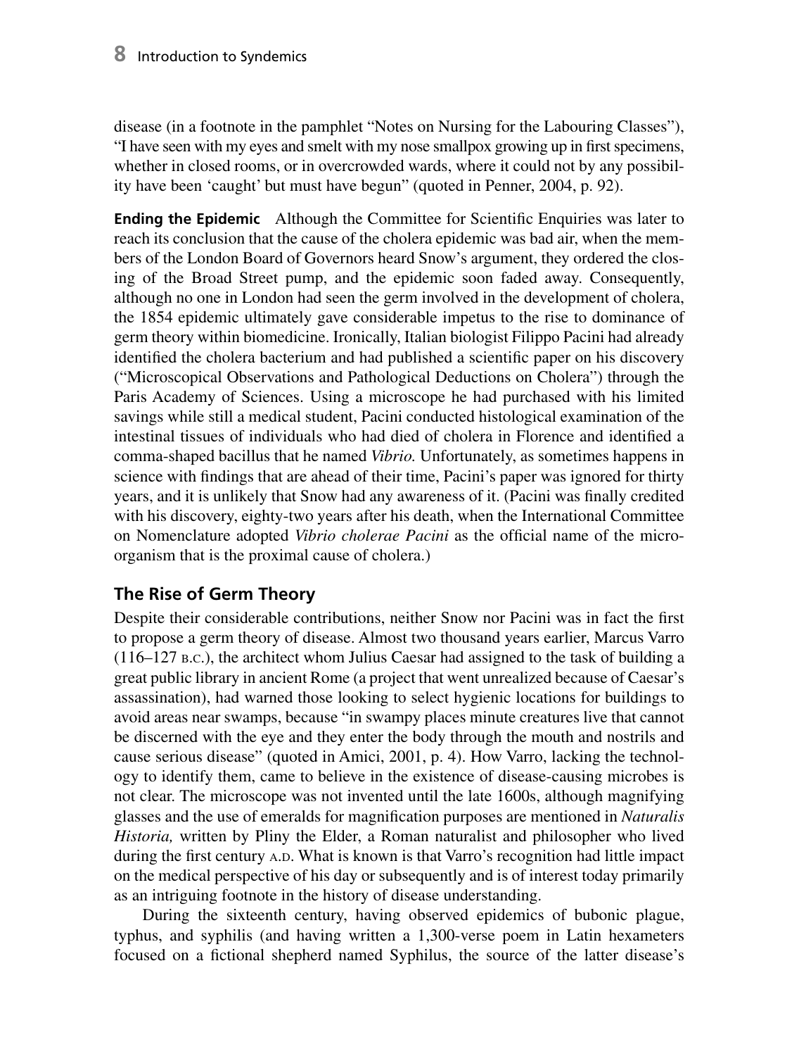disease (in a footnote in the pamphlet "Notes on Nursing for the Labouring Classes"), "I have seen with my eyes and smelt with my nose smallpox growing up in first specimens, whether in closed rooms, or in overcrowded wards, where it could not by any possibility have been 'caught' but must have begun" (quoted in Penner, 2004, p. 92).

**Ending the Epidemic** Although the Committee for Scientific Enquiries was later to reach its conclusion that the cause of the cholera epidemic was bad air, when the members of the London Board of Governors heard Snow's argument, they ordered the closing of the Broad Street pump, and the epidemic soon faded away. Consequently, although no one in London had seen the germ involved in the development of cholera, the 1854 epidemic ultimately gave considerable impetus to the rise to dominance of germ theory within biomedicine. Ironically, Italian biologist Filippo Pacini had already identified the cholera bacterium and had published a scientific paper on his discovery ("Microscopical Observations and Pathological Deductions on Cholera") through the Paris Academy of Sciences. Using a microscope he had purchased with his limited savings while still a medical student, Pacini conducted histological examination of the intestinal tissues of individuals who had died of cholera in Florence and identified a comma-shaped bacillus that he named *Vibrio.* Unfortunately, as sometimes happens in science with findings that are ahead of their time, Pacini's paper was ignored for thirty years, and it is unlikely that Snow had any awareness of it. (Pacini was finally credited with his discovery, eighty-two years after his death, when the International Committee on Nomenclature adopted *Vibrio cholerae Pacini* as the official name of the microorganism that is the proximal cause of cholera.)

## The Rise of Germ Theory

Despite their considerable contributions, neither Snow nor Pacini was in fact the first to propose a germ theory of disease. Almost two thousand years earlier, Marcus Varro (116–127 B.C.), the architect whom Julius Caesar had assigned to the task of building a great public library in ancient Rome (a project that went unrealized because of Caesar's assassination), had warned those looking to select hygienic locations for buildings to avoid areas near swamps, because "in swampy places minute creatures live that cannot be discerned with the eye and they enter the body through the mouth and nostrils and cause serious disease" (quoted in Amici, 2001, p. 4). How Varro, lacking the technology to identify them, came to believe in the existence of disease-causing microbes is not clear. The microscope was not invented until the late 1600s, although magnifying glasses and the use of emeralds for magnification purposes are mentioned in *Naturalis Historia,* written by Pliny the Elder, a Roman naturalist and philosopher who lived during the first century A.D. What is known is that Varro's recognition had little impact on the medical perspective of his day or subsequently and is of interest today primarily as an intriguing footnote in the history of disease understanding.

During the sixteenth century, having observed epidemics of bubonic plague, typhus, and syphilis (and having written a 1,300-verse poem in Latin hexameters focused on a fictional shepherd named Syphilus, the source of the latter disease's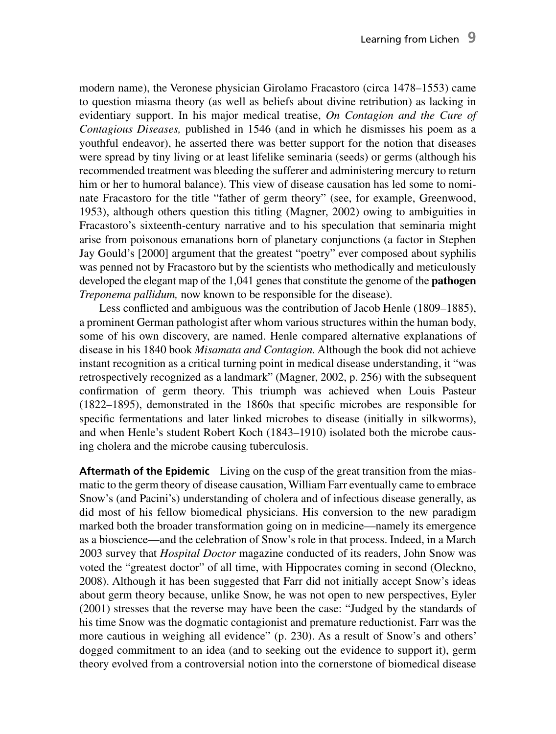modern name), the Veronese physician Girolamo Fracastoro (circa 1478–1553) came to question miasma theory (as well as beliefs about divine retribution) as lacking in evidentiary support. In his major medical treatise, *On Contagion and the Cure of Contagious Diseases,* published in 1546 (and in which he dismisses his poem as a youthful endeavor), he asserted there was better support for the notion that diseases were spread by tiny living or at least lifelike seminaria (seeds) or germs (although his recommended treatment was bleeding the sufferer and administering mercury to return him or her to humoral balance). This view of disease causation has led some to nominate Fracastoro for the title "father of germ theory" (see, for example, Greenwood, 1953), although others question this titling (Magner, 2002) owing to ambiguities in Fracastoro's sixteenth-century narrative and to his speculation that seminaria might arise from poisonous emanations born of planetary conjunctions (a factor in Stephen Jay Gould's [2000] argument that the greatest "poetry" ever composed about syphilis was penned not by Fracastoro but by the scientists who methodically and meticulously developed the elegant map of the 1,041 genes that constitute the genome of the **pathogen** *Treponema pallidum,* now known to be responsible for the disease).

Less conflicted and ambiguous was the contribution of Jacob Henle (1809–1885), a prominent German pathologist after whom various structures within the human body, some of his own discovery, are named. Henle compared alternative explanations of disease in his 1840 book *Misamata and Contagion.* Although the book did not achieve instant recognition as a critical turning point in medical disease understanding, it "was retrospectively recognized as a landmark" (Magner, 2002, p. 256) with the subsequent confirmation of germ theory. This triumph was achieved when Louis Pasteur (1822–1895), demonstrated in the 1860s that specific microbes are responsible for specific fermentations and later linked microbes to disease (initially in silkworms), and when Henle's student Robert Koch (1843–1910) isolated both the microbe causing cholera and the microbe causing tuberculosis.

**Aftermath of the Epidemic** Living on the cusp of the great transition from the miasmatic to the germ theory of disease causation, William Farr eventually came to embrace Snow's (and Pacini's) understanding of cholera and of infectious disease generally, as did most of his fellow biomedical physicians. His conversion to the new paradigm marked both the broader transformation going on in medicine—namely its emergence as a bioscience—and the celebration of Snow's role in that process. Indeed, in a March 2003 survey that *Hospital Doctor* magazine conducted of its readers, John Snow was voted the "greatest doctor" of all time, with Hippocrates coming in second (Oleckno, 2008). Although it has been suggested that Farr did not initially accept Snow's ideas about germ theory because, unlike Snow, he was not open to new perspectives, Eyler (2001) stresses that the reverse may have been the case: "Judged by the standards of his time Snow was the dogmatic contagionist and premature reductionist. Farr was the more cautious in weighing all evidence" (p. 230). As a result of Snow's and others' dogged commitment to an idea (and to seeking out the evidence to support it), germ theory evolved from a controversial notion into the cornerstone of biomedical disease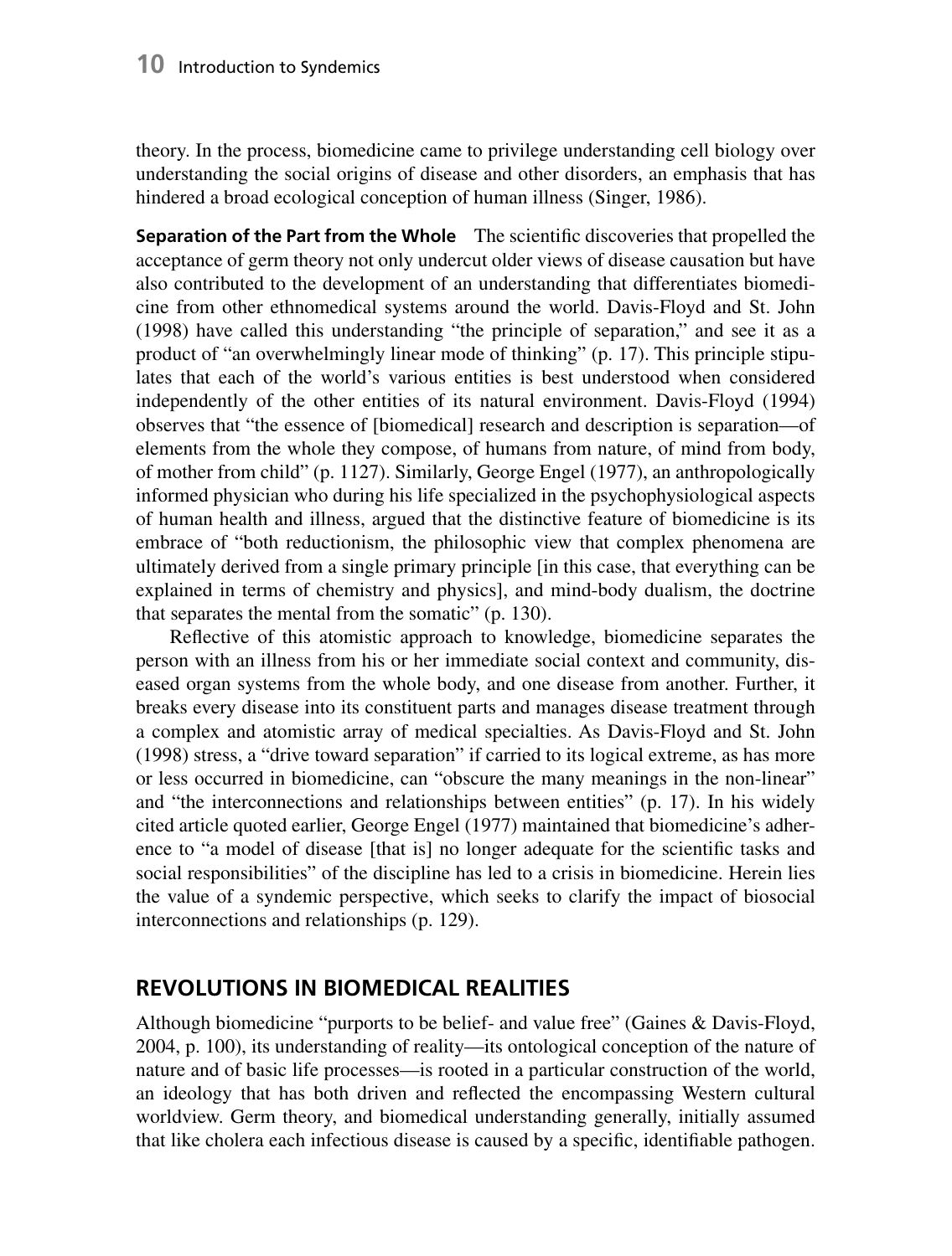theory. In the process, biomedicine came to privilege understanding cell biology over understanding the social origins of disease and other disorders, an emphasis that has hindered a broad ecological conception of human illness (Singer, 1986).

**Separation of the Part from the Whole** The scientific discoveries that propelled the acceptance of germ theory not only undercut older views of disease causation but have also contributed to the development of an understanding that differentiates biomedicine from other ethnomedical systems around the world. Davis-Floyd and St. John (1998) have called this understanding "the principle of separation," and see it as a product of "an overwhelmingly linear mode of thinking" (p. 17). This principle stipulates that each of the world's various entities is best understood when considered independently of the other entities of its natural environment. Davis-Floyd (1994) observes that "the essence of [biomedical] research and description is separation—of elements from the whole they compose, of humans from nature, of mind from body, of mother from child" (p. 1127). Similarly, George Engel (1977), an anthropologically informed physician who during his life specialized in the psychophysiological aspects of human health and illness, argued that the distinctive feature of biomedicine is its embrace of "both reductionism, the philosophic view that complex phenomena are ultimately derived from a single primary principle [in this case, that everything can be explained in terms of chemistry and physics], and mind-body dualism, the doctrine that separates the mental from the somatic" (p. 130).

Reflective of this atomistic approach to knowledge, biomedicine separates the person with an illness from his or her immediate social context and community, diseased organ systems from the whole body, and one disease from another. Further, it breaks every disease into its constituent parts and manages disease treatment through a complex and atomistic array of medical specialties. As Davis-Floyd and St. John (1998) stress, a "drive toward separation" if carried to its logical extreme, as has more or less occurred in biomedicine, can "obscure the many meanings in the non-linear" and "the interconnections and relationships between entities" (p. 17). In his widely cited article quoted earlier, George Engel (1977) maintained that biomedicine's adherence to "a model of disease [that is] no longer adequate for the scientific tasks and social responsibilities" of the discipline has led to a crisis in biomedicine. Herein lies the value of a syndemic perspective, which seeks to clarify the impact of biosocial interconnections and relationships (p. 129).

## REVOLUTIONS IN BIOMEDICAL REALITIES

Although biomedicine "purports to be belief- and value free" (Gaines & Davis-Floyd, 2004, p. 100), its understanding of reality—its ontological conception of the nature of nature and of basic life processes—is rooted in a particular construction of the world, an ideology that has both driven and reflected the encompassing Western cultural worldview. Germ theory, and biomedical understanding generally, initially assumed that like cholera each infectious disease is caused by a specific, identifiable pathogen.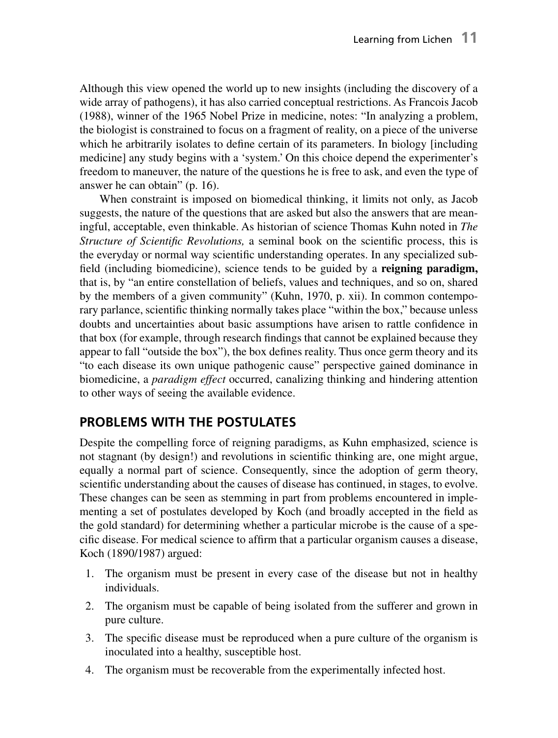Although this view opened the world up to new insights (including the discovery of a wide array of pathogens), it has also carried conceptual restrictions. As Francois Jacob (1988), winner of the 1965 Nobel Prize in medicine, notes: "In analyzing a problem, the biologist is constrained to focus on a fragment of reality, on a piece of the universe which he arbitrarily isolates to define certain of its parameters. In biology [including medicine] any study begins with a 'system.' On this choice depend the experimenter's freedom to maneuver, the nature of the questions he is free to ask, and even the type of answer he can obtain" (p. 16).

When constraint is imposed on biomedical thinking, it limits not only, as Jacob suggests, the nature of the questions that are asked but also the answers that are meaningful, acceptable, even thinkable. As historian of science Thomas Kuhn noted in *The Structure of Scientific Revolutions,* a seminal book on the scientific process, this is the everyday or normal way scientific understanding operates. In any specialized subfield (including biomedicine), science tends to be guided by a **reigning paradigm,** that is, by "an entire constellation of beliefs, values and techniques, and so on, shared by the members of a given community" (Kuhn, 1970, p. xii). In common contemporary parlance, scientific thinking normally takes place "within the box," because unless doubts and uncertainties about basic assumptions have arisen to rattle confidence in that box (for example, through research findings that cannot be explained because they appear to fall "outside the box"), the box defines reality. Thus once germ theory and its "to each disease its own unique pathogenic cause" perspective gained dominance in biomedicine, a *paradigm effect* occurred, canalizing thinking and hindering attention to other ways of seeing the available evidence.

## PROBLEMS WITH THE POSTULATES

Despite the compelling force of reigning paradigms, as Kuhn emphasized, science is not stagnant (by design!) and revolutions in scientific thinking are, one might argue, equally a normal part of science. Consequently, since the adoption of germ theory, scientific understanding about the causes of disease has continued, in stages, to evolve. These changes can be seen as stemming in part from problems encountered in implementing a set of postulates developed by Koch (and broadly accepted in the field as the gold standard) for determining whether a particular microbe is the cause of a specific disease. For medical science to affirm that a particular organism causes a disease, Koch (1890/1987) argued:

1. The organism must be present in every case of the disease but not in healthy individuals.
2. The organism must be capable of being isolated from the sufferer and grown in pure culture.
3. The specific disease must be reproduced when a pure culture of the organism is inoculated into a healthy, susceptible host.
4. The organism must be recoverable from the experimentally infected host.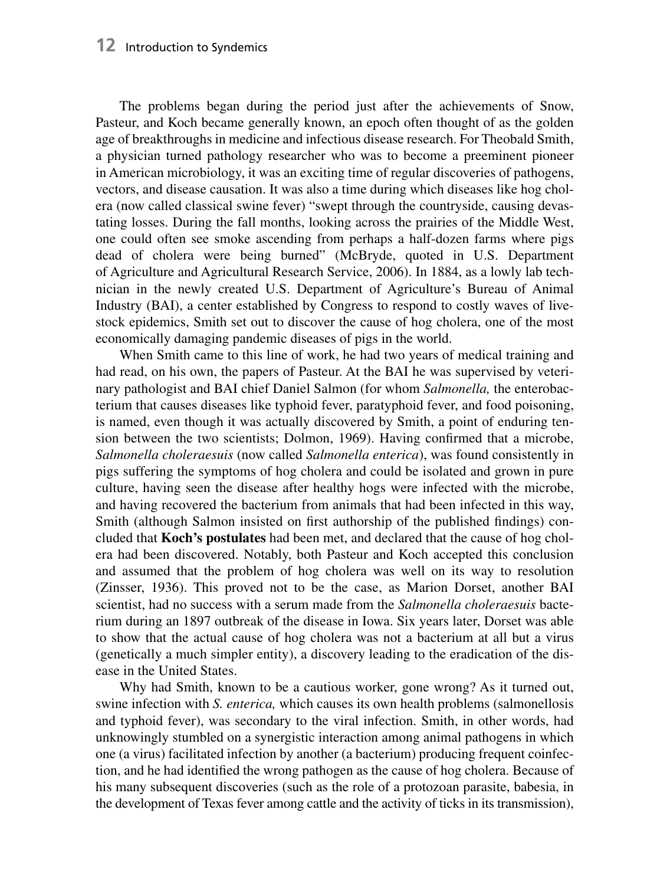The problems began during the period just after the achievements of Snow, Pasteur, and Koch became generally known, an epoch often thought of as the golden age of breakthroughs in medicine and infectious disease research. For Theobald Smith, a physician turned pathology researcher who was to become a preeminent pioneer in American microbiology, it was an exciting time of regular discoveries of pathogens, vectors, and disease causation. It was also a time during which diseases like hog cholera (now called classical swine fever) "swept through the countryside, causing devastating losses. During the fall months, looking across the prairies of the Middle West, one could often see smoke ascending from perhaps a half-dozen farms where pigs dead of cholera were being burned" (McBryde, quoted in U.S. Department of Agriculture and Agricultural Research Service, 2006). In 1884, as a lowly lab technician in the newly created U.S. Department of Agriculture's Bureau of Animal Industry (BAI), a center established by Congress to respond to costly waves of livestock epidemics, Smith set out to discover the cause of hog cholera, one of the most economically damaging pandemic diseases of pigs in the world.

When Smith came to this line of work, he had two years of medical training and had read, on his own, the papers of Pasteur. At the BAI he was supervised by veterinary pathologist and BAI chief Daniel Salmon (for whom *Salmonella,* the enterobacterium that causes diseases like typhoid fever, paratyphoid fever, and food poisoning, is named, even though it was actually discovered by Smith, a point of enduring tension between the two scientists; Dolmon, 1969). Having confirmed that a microbe, *Salmonella choleraesuis* (now called *Salmonella enterica*), was found consistently in pigs suffering the symptoms of hog cholera and could be isolated and grown in pure culture, having seen the disease after healthy hogs were infected with the microbe, and having recovered the bacterium from animals that had been infected in this way, Smith (although Salmon insisted on first authorship of the published findings) concluded that **Koch's postulates** had been met, and declared that the cause of hog cholera had been discovered. Notably, both Pasteur and Koch accepted this conclusion and assumed that the problem of hog cholera was well on its way to resolution (Zinsser, 1936). This proved not to be the case, as Marion Dorset, another BAI scientist, had no success with a serum made from the *Salmonella choleraesuis* bacterium during an 1897 outbreak of the disease in Iowa. Six years later, Dorset was able to show that the actual cause of hog cholera was not a bacterium at all but a virus (genetically a much simpler entity), a discovery leading to the eradication of the disease in the United States.

Why had Smith, known to be a cautious worker, gone wrong? As it turned out, swine infection with *S. enterica,* which causes its own health problems (salmonellosis and typhoid fever), was secondary to the viral infection. Smith, in other words, had unknowingly stumbled on a synergistic interaction among animal pathogens in which one (a virus) facilitated infection by another (a bacterium) producing frequent coinfection, and he had identified the wrong pathogen as the cause of hog cholera. Because of his many subsequent discoveries (such as the role of a protozoan parasite, babesia, in the development of Texas fever among cattle and the activity of ticks in its transmission),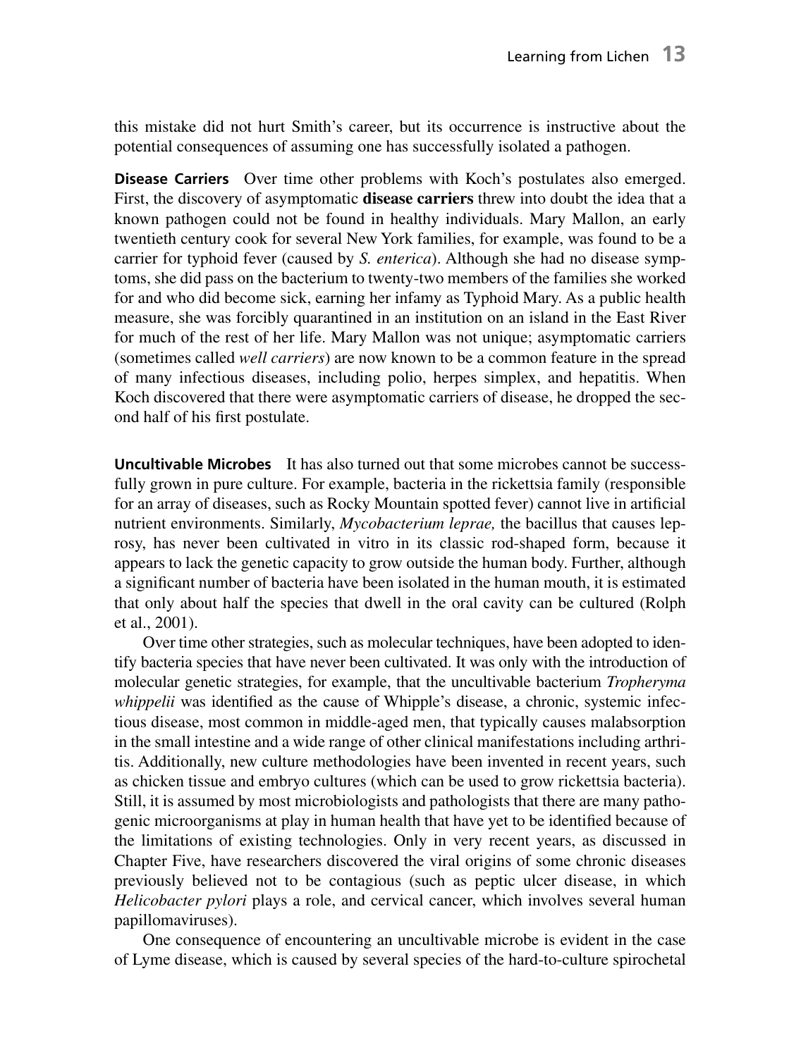this mistake did not hurt Smith's career, but its occurrence is instructive about the potential consequences of assuming one has successfully isolated a pathogen.

**Disease Carriers** Over time other problems with Koch's postulates also emerged. First, the discovery of asymptomatic **disease carriers** threw into doubt the idea that a known pathogen could not be found in healthy individuals. Mary Mallon, an early twentieth century cook for several New York families, for example, was found to be a carrier for typhoid fever (caused by *S. enterica*). Although she had no disease symptoms, she did pass on the bacterium to twenty-two members of the families she worked for and who did become sick, earning her infamy as Typhoid Mary. As a public health measure, she was forcibly quarantined in an institution on an island in the East River for much of the rest of her life. Mary Mallon was not unique; asymptomatic carriers (sometimes called *well carriers*) are now known to be a common feature in the spread of many infectious diseases, including polio, herpes simplex, and hepatitis. When Koch discovered that there were asymptomatic carriers of disease, he dropped the second half of his first postulate.

**Uncultivable Microbes** It has also turned out that some microbes cannot be successfully grown in pure culture. For example, bacteria in the rickettsia family (responsible for an array of diseases, such as Rocky Mountain spotted fever) cannot live in artificial nutrient environments. Similarly, *Mycobacterium leprae,* the bacillus that causes leprosy, has never been cultivated in vitro in its classic rod-shaped form, because it appears to lack the genetic capacity to grow outside the human body. Further, although a significant number of bacteria have been isolated in the human mouth, it is estimated that only about half the species that dwell in the oral cavity can be cultured (Rolph et al., 2001).

Over time other strategies, such as molecular techniques, have been adopted to identify bacteria species that have never been cultivated. It was only with the introduction of molecular genetic strategies, for example, that the uncultivable bacterium *Tropheryma whippelii* was identified as the cause of Whipple's disease, a chronic, systemic infectious disease, most common in middle-aged men, that typically causes malabsorption in the small intestine and a wide range of other clinical manifestations including arthritis. Additionally, new culture methodologies have been invented in recent years, such as chicken tissue and embryo cultures (which can be used to grow rickettsia bacteria). Still, it is assumed by most microbiologists and pathologists that there are many pathogenic microorganisms at play in human health that have yet to be identified because of the limitations of existing technologies. Only in very recent years, as discussed in Chapter Five, have researchers discovered the viral origins of some chronic diseases previously believed not to be contagious (such as peptic ulcer disease, in which *Helicobacter pylori* plays a role, and cervical cancer, which involves several human papillomaviruses).

One consequence of encountering an uncultivable microbe is evident in the case of Lyme disease, which is caused by several species of the hard-to-culture spirochetal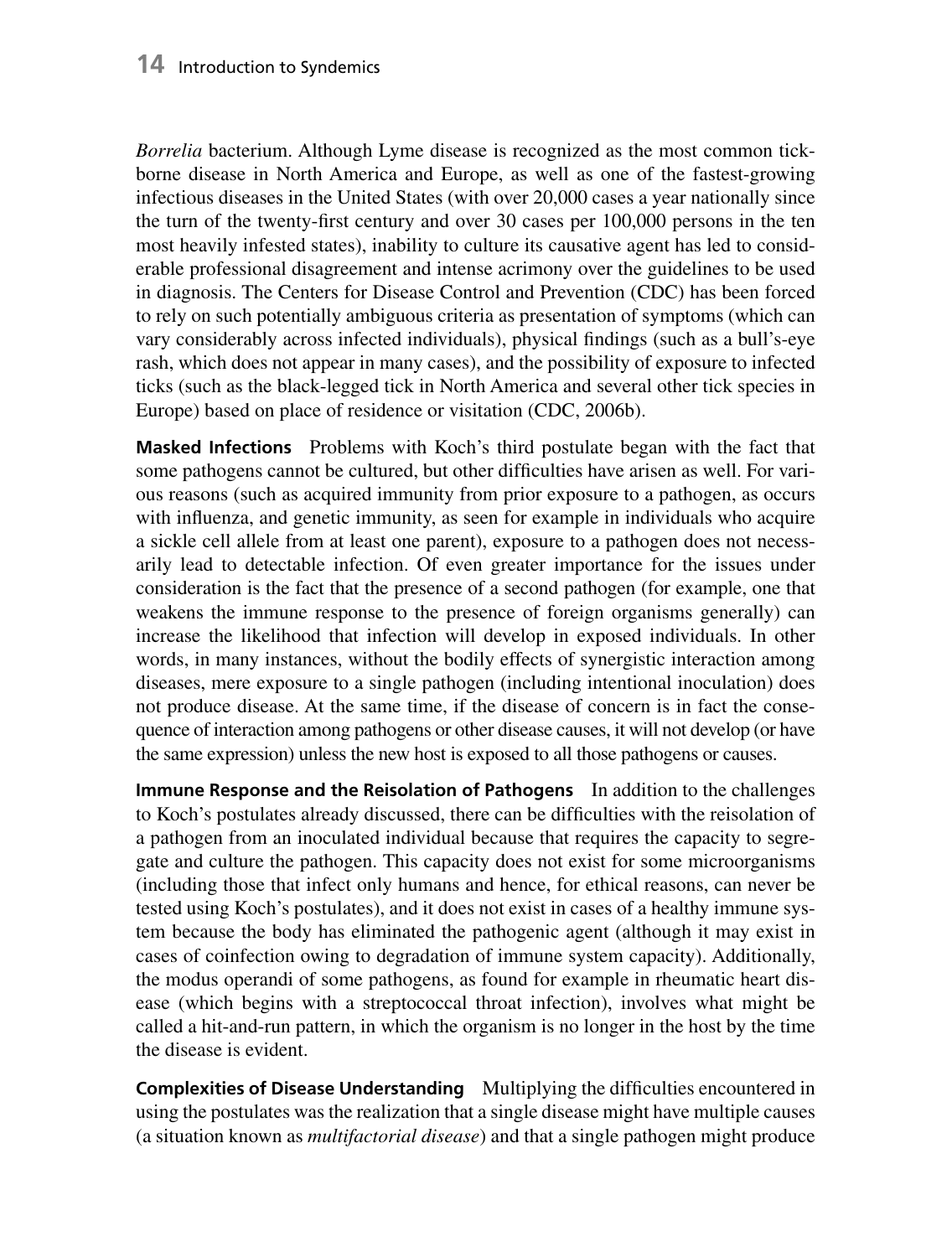*Borrelia* bacterium. Although Lyme disease is recognized as the most common tick-borne disease in North America and Europe, as well as one of the fastest-growing infectious diseases in the United States (with over 20,000 cases a year nationally since the turn of the twenty-first century and over 30 cases per 100,000 persons in the ten most heavily infested states), inability to culture its causative agent has led to considerable professional disagreement and intense acrimony over the guidelines to be used in diagnosis. The Centers for Disease Control and Prevention (CDC) has been forced to rely on such potentially ambiguous criteria as presentation of symptoms (which can vary considerably across infected individuals), physical findings (such as a bull's-eye rash, which does not appear in many cases), and the possibility of exposure to infected ticks (such as the black-legged tick in North America and several other tick species in Europe) based on place of residence or visitation (CDC, 2006b).

**Masked Infections** Problems with Koch's third postulate began with the fact that some pathogens cannot be cultured, but other difficulties have arisen as well. For various reasons (such as acquired immunity from prior exposure to a pathogen, as occurs with influenza, and genetic immunity, as seen for example in individuals who acquire a sickle cell allele from at least one parent), exposure to a pathogen does not necessarily lead to detectable infection. Of even greater importance for the issues under consideration is the fact that the presence of a second pathogen (for example, one that weakens the immune response to the presence of foreign organisms generally) can increase the likelihood that infection will develop in exposed individuals. In other words, in many instances, without the bodily effects of synergistic interaction among diseases, mere exposure to a single pathogen (including intentional inoculation) does not produce disease. At the same time, if the disease of concern is in fact the consequence of interaction among pathogens or other disease causes, it will not develop (or have the same expression) unless the new host is exposed to all those pathogens or causes.

**Immune Response and the Reisolation of Pathogens** In addition to the challenges to Koch's postulates already discussed, there can be difficulties with the reisolation of a pathogen from an inoculated individual because that requires the capacity to segregate and culture the pathogen. This capacity does not exist for some microorganisms (including those that infect only humans and hence, for ethical reasons, can never be tested using Koch's postulates), and it does not exist in cases of a healthy immune system because the body has eliminated the pathogenic agent (although it may exist in cases of coinfection owing to degradation of immune system capacity). Additionally, the modus operandi of some pathogens, as found for example in rheumatic heart disease (which begins with a streptococcal throat infection), involves what might be called a hit-and-run pattern, in which the organism is no longer in the host by the time the disease is evident.

**Complexities of Disease Understanding** Multiplying the difficulties encountered in using the postulates was the realization that a single disease might have multiple causes (a situation known as *multifactorial disease*) and that a single pathogen might produce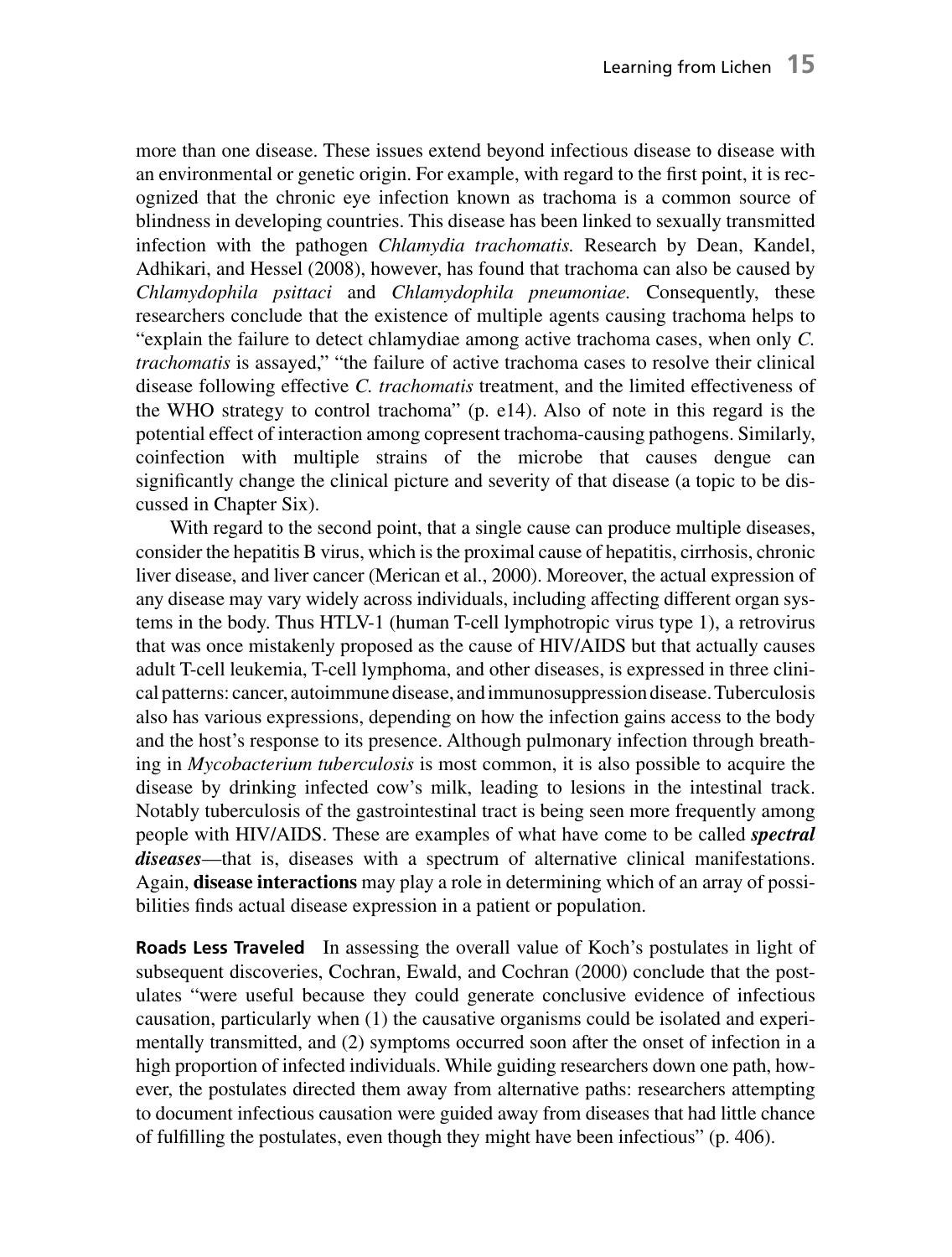more than one disease. These issues extend beyond infectious disease to disease with an environmental or genetic origin. For example, with regard to the first point, it is recognized that the chronic eye infection known as trachoma is a common source of blindness in developing countries. This disease has been linked to sexually transmitted infection with the pathogen *Chlamydia trachomatis.* Research by Dean, Kandel, Adhikari, and Hessel (2008), however, has found that trachoma can also be caused by *Chlamydophila psittaci* and *Chlamydophila pneumoniae.* Consequently, these researchers conclude that the existence of multiple agents causing trachoma helps to "explain the failure to detect chlamydiae among active trachoma cases, when only *C. trachomatis* is assayed," "the failure of active trachoma cases to resolve their clinical disease following effective *C. trachomatis* treatment, and the limited effectiveness of the WHO strategy to control trachoma" (p. e14). Also of note in this regard is the potential effect of interaction among copresent trachoma-causing pathogens. Similarly, coinfection with multiple strains of the microbe that causes dengue can significantly change the clinical picture and severity of that disease (a topic to be discussed in Chapter Six).

With regard to the second point, that a single cause can produce multiple diseases, consider the hepatitis B virus, which is the proximal cause of hepatitis, cirrhosis, chronic liver disease, and liver cancer (Merican et al., 2000). Moreover, the actual expression of any disease may vary widely across individuals, including affecting different organ systems in the body. Thus HTLV-1 (human T-cell lymphotropic virus type 1), a retrovirus that was once mistakenly proposed as the cause of HIV/AIDS but that actually causes adult T-cell leukemia, T-cell lymphoma, and other diseases, is expressed in three clinical patterns: cancer, autoimmune disease, and immunosuppression disease. Tuberculosis also has various expressions, depending on how the infection gains access to the body and the host's response to its presence. Although pulmonary infection through breathing in *Mycobacterium tuberculosis* is most common, it is also possible to acquire the disease by drinking infected cow's milk, leading to lesions in the intestinal track. Notably tuberculosis of the gastrointestinal tract is being seen more frequently among people with HIV/AIDS. These are examples of what have come to be called ***spectral diseases***—that is, diseases with a spectrum of alternative clinical manifestations. Again, **disease interactions** may play a role in determining which of an array of possibilities finds actual disease expression in a patient or population.

**Roads Less Traveled** In assessing the overall value of Koch's postulates in light of subsequent discoveries, Cochran, Ewald, and Cochran (2000) conclude that the postulates "were useful because they could generate conclusive evidence of infectious causation, particularly when (1) the causative organisms could be isolated and experimentally transmitted, and (2) symptoms occurred soon after the onset of infection in a high proportion of infected individuals. While guiding researchers down one path, however, the postulates directed them away from alternative paths: researchers attempting to document infectious causation were guided away from diseases that had little chance of fulfilling the postulates, even though they might have been infectious" (p. 406).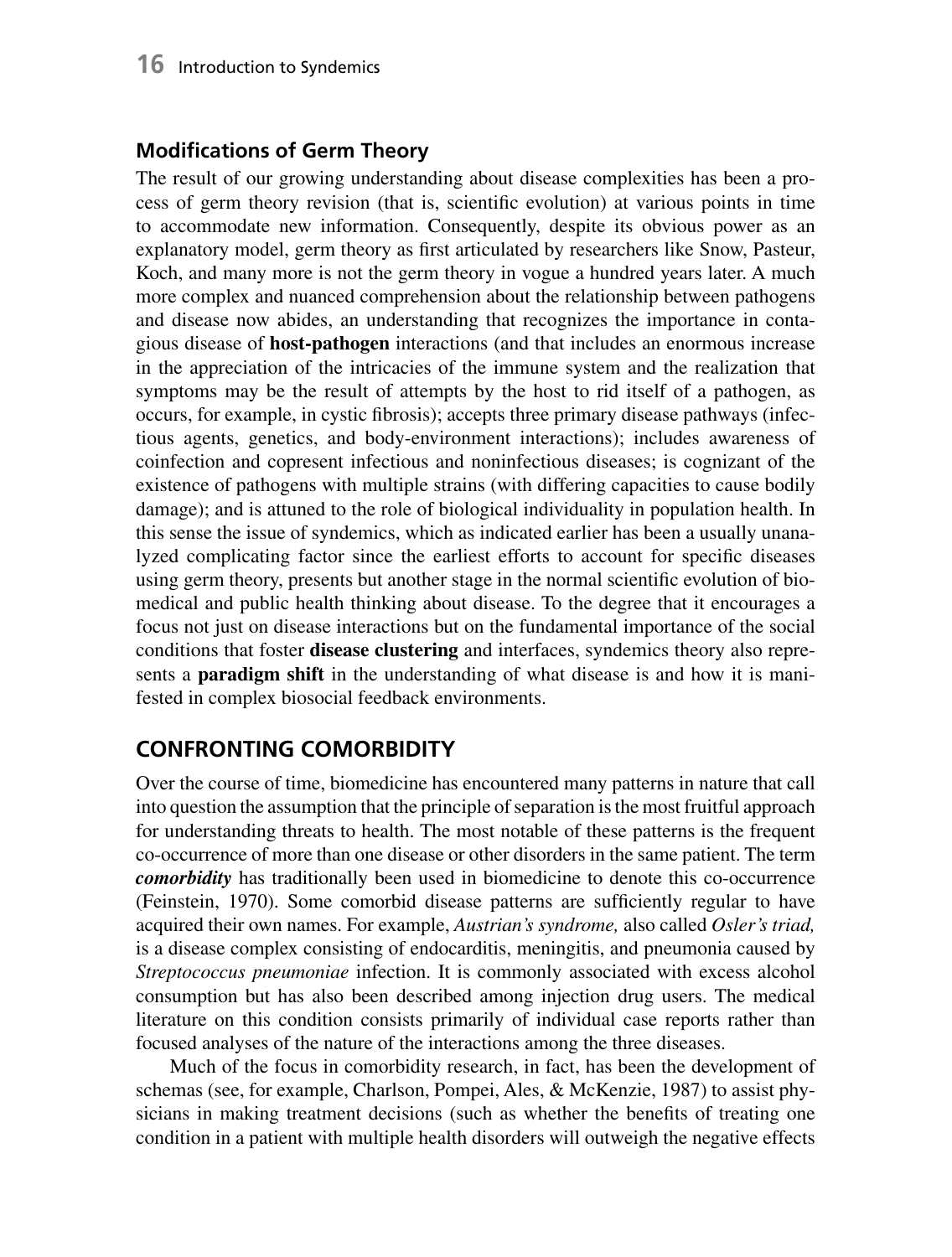### Modifications of Germ Theory

The result of our growing understanding about disease complexities has been a process of germ theory revision (that is, scientific evolution) at various points in time to accommodate new information. Consequently, despite its obvious power as an explanatory model, germ theory as first articulated by researchers like Snow, Pasteur, Koch, and many more is not the germ theory in vogue a hundred years later. A much more complex and nuanced comprehension about the relationship between pathogens and disease now abides, an understanding that recognizes the importance in contagious disease of **host-pathogen** interactions (and that includes an enormous increase in the appreciation of the intricacies of the immune system and the realization that symptoms may be the result of attempts by the host to rid itself of a pathogen, as occurs, for example, in cystic fibrosis); accepts three primary disease pathways (infectious agents, genetics, and body-environment interactions); includes awareness of coinfection and copresent infectious and noninfectious diseases; is cognizant of the existence of pathogens with multiple strains (with differing capacities to cause bodily damage); and is attuned to the role of biological individuality in population health. In this sense the issue of syndemics, which as indicated earlier has been a usually unanalyzed complicating factor since the earliest efforts to account for specific diseases using germ theory, presents but another stage in the normal scientific evolution of biomedical and public health thinking about disease. To the degree that it encourages a focus not just on disease interactions but on the fundamental importance of the social conditions that foster **disease clustering** and interfaces, syndemics theory also represents a **paradigm shift** in the understanding of what disease is and how it is manifested in complex biosocial feedback environments.

## CONFRONTING COMORBIDITY

Over the course of time, biomedicine has encountered many patterns in nature that call into question the assumption that the principle of separation is the most fruitful approach for understanding threats to health. The most notable of these patterns is the frequent co-occurrence of more than one disease or other disorders in the same patient. The term ***comorbidity*** has traditionally been used in biomedicine to denote this co-occurrence (Feinstein, 1970). Some comorbid disease patterns are sufficiently regular to have acquired their own names. For example, *Austrian's syndrome,* also called *Osler's triad,* is a disease complex consisting of endocarditis, meningitis, and pneumonia caused by *Streptococcus pneumoniae* infection. It is commonly associated with excess alcohol consumption but has also been described among injection drug users. The medical literature on this condition consists primarily of individual case reports rather than focused analyses of the nature of the interactions among the three diseases.

Much of the focus in comorbidity research, in fact, has been the development of schemas (see, for example, Charlson, Pompei, Ales, & McKenzie, 1987) to assist physicians in making treatment decisions (such as whether the benefits of treating one condition in a patient with multiple health disorders will outweigh the negative effects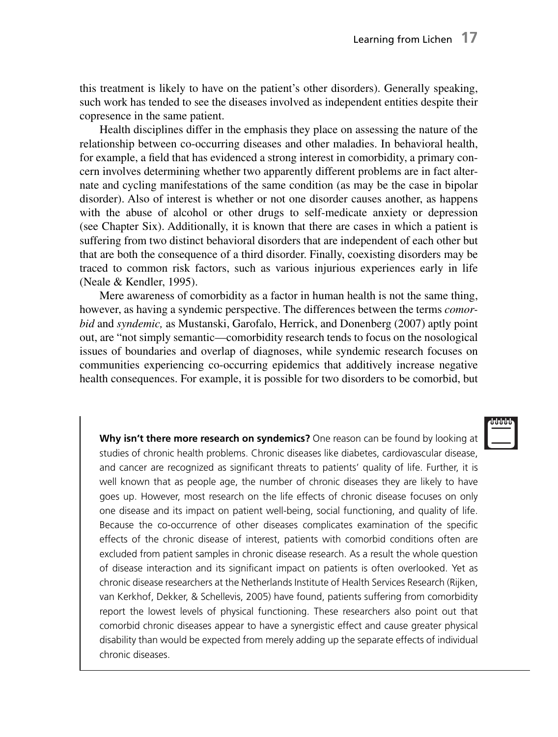this treatment is likely to have on the patient's other disorders). Generally speaking, such work has tended to see the diseases involved as independent entities despite their copresence in the same patient.

Health disciplines differ in the emphasis they place on assessing the nature of the relationship between co-occurring diseases and other maladies. In behavioral health, for example, a field that has evidenced a strong interest in comorbidity, a primary concern involves determining whether two apparently different problems are in fact alternate and cycling manifestations of the same condition (as may be the case in bipolar disorder). Also of interest is whether or not one disorder causes another, as happens with the abuse of alcohol or other drugs to self-medicate anxiety or depression (see Chapter Six). Additionally, it is known that there are cases in which a patient is suffering from two distinct behavioral disorders that are independent of each other but that are both the consequence of a third disorder. Finally, coexisting disorders may be traced to common risk factors, such as various injurious experiences early in life (Neale & Kendler, 1995).

Mere awareness of comorbidity as a factor in human health is not the same thing, however, as having a syndemic perspective. The differences between the terms *comorbid* and *syndemic,* as Mustanski, Garofalo, Herrick, and Donenberg (2007) aptly point out, are "not simply semantic—comorbidity research tends to focus on the nosological issues of boundaries and overlap of diagnoses, while syndemic research focuses on communities experiencing co-occurring epidemics that additively increase negative health consequences. For example, it is possible for two disorders to be comorbid, but

> **Why isn't there more research on syndemics?** One reason can be found by looking at studies of chronic health problems. Chronic diseases like diabetes, cardiovascular disease, and cancer are recognized as significant threats to patients' quality of life. Further, it is well known that as people age, the number of chronic diseases they are likely to have goes up. However, most research on the life effects of chronic disease focuses on only one disease and its impact on patient well-being, social functioning, and quality of life. Because the co-occurrence of other diseases complicates examination of the specific effects of the chronic disease of interest, patients with comorbid conditions often are excluded from patient samples in chronic disease research. As a result the whole question of disease interaction and its significant impact on patients is often overlooked. Yet as chronic disease researchers at the Netherlands Institute of Health Services Research (Rijken, van Kerkhof, Dekker, & Schellevis, 2005) have found, patients suffering from comorbidity report the lowest levels of physical functioning. These researchers also point out that comorbid chronic diseases appear to have a synergistic effect and cause greater physical disability than would be expected from merely adding up the separate effects of individual chronic diseases.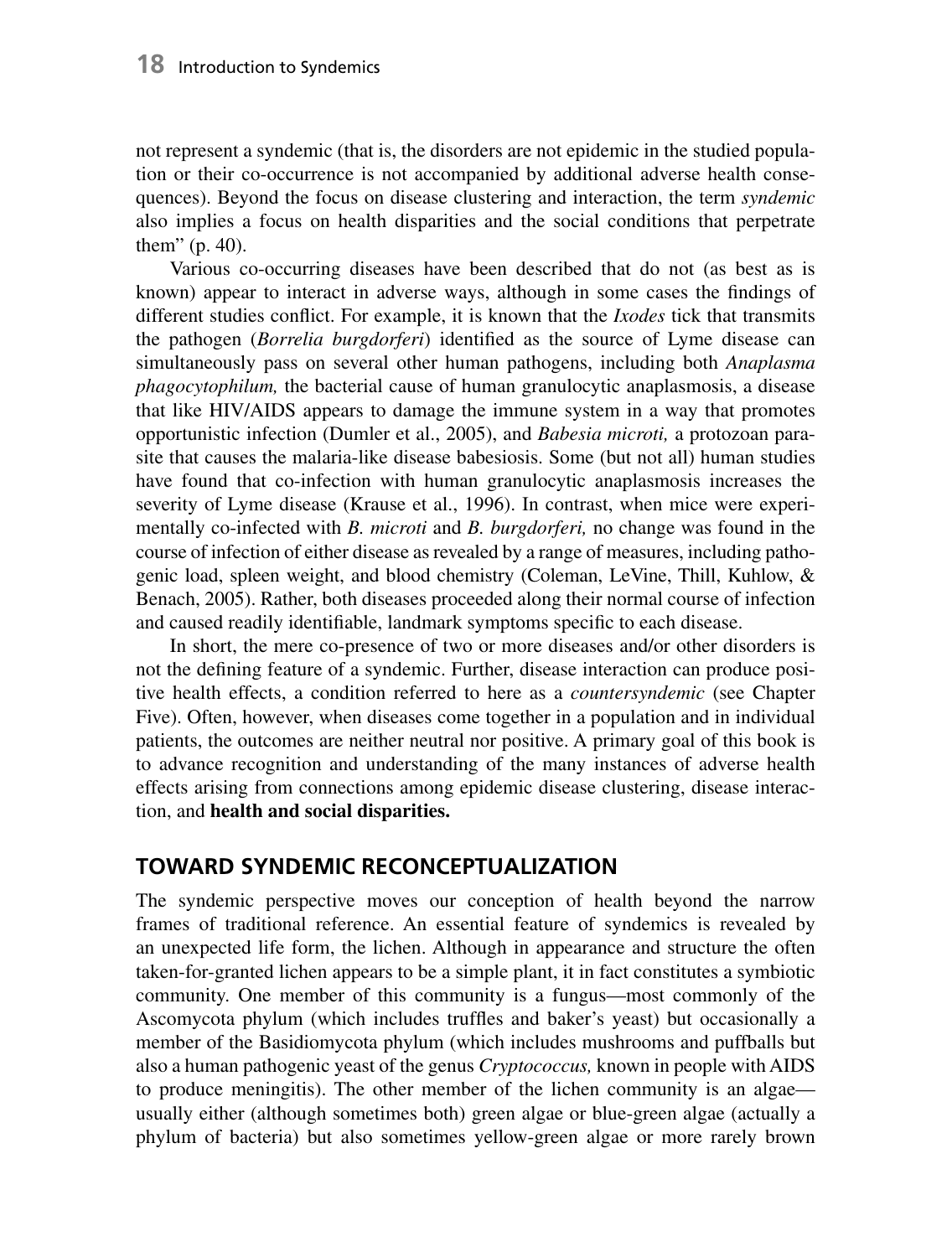not represent a syndemic (that is, the disorders are not epidemic in the studied population or their co-occurrence is not accompanied by additional adverse health consequences). Beyond the focus on disease clustering and interaction, the term *syndemic* also implies a focus on health disparities and the social conditions that perpetrate them" (p. 40).

Various co-occurring diseases have been described that do not (as best as is known) appear to interact in adverse ways, although in some cases the findings of different studies conflict. For example, it is known that the *Ixodes* tick that transmits the pathogen (*Borrelia burgdorferi*) identified as the source of Lyme disease can simultaneously pass on several other human pathogens, including both *Anaplasma phagocytophilum,* the bacterial cause of human granulocytic anaplasmosis, a disease that like HIV/AIDS appears to damage the immune system in a way that promotes opportunistic infection (Dumler et al., 2005), and *Babesia microti,* a protozoan parasite that causes the malaria-like disease babesiosis. Some (but not all) human studies have found that co-infection with human granulocytic anaplasmosis increases the severity of Lyme disease (Krause et al., 1996). In contrast, when mice were experimentally co-infected with *B. microti* and *B. burgdorferi,* no change was found in the course of infection of either disease as revealed by a range of measures, including pathogenic load, spleen weight, and blood chemistry (Coleman, LeVine, Thill, Kuhlow, & Benach, 2005). Rather, both diseases proceeded along their normal course of infection and caused readily identifiable, landmark symptoms specific to each disease.

In short, the mere co-presence of two or more diseases and/or other disorders is not the defining feature of a syndemic. Further, disease interaction can produce positive health effects, a condition referred to here as a *countersyndemic* (see Chapter Five). Often, however, when diseases come together in a population and in individual patients, the outcomes are neither neutral nor positive. A primary goal of this book is to advance recognition and understanding of the many instances of adverse health effects arising from connections among epidemic disease clustering, disease interaction, and **health and social disparities.**

## TOWARD SYNDEMIC RECONCEPTUALIZATION

The syndemic perspective moves our conception of health beyond the narrow frames of traditional reference. An essential feature of syndemics is revealed by an unexpected life form, the lichen. Although in appearance and structure the often taken-for-granted lichen appears to be a simple plant, it in fact constitutes a symbiotic community. One member of this community is a fungus—most commonly of the Ascomycota phylum (which includes truffles and baker's yeast) but occasionally a member of the Basidiomycota phylum (which includes mushrooms and puffballs but also a human pathogenic yeast of the genus *Cryptococcus,* known in people with AIDS to produce meningitis). The other member of the lichen community is an algae—usually either (although sometimes both) green algae or blue-green algae (actually a phylum of bacteria) but also sometimes yellow-green algae or more rarely brown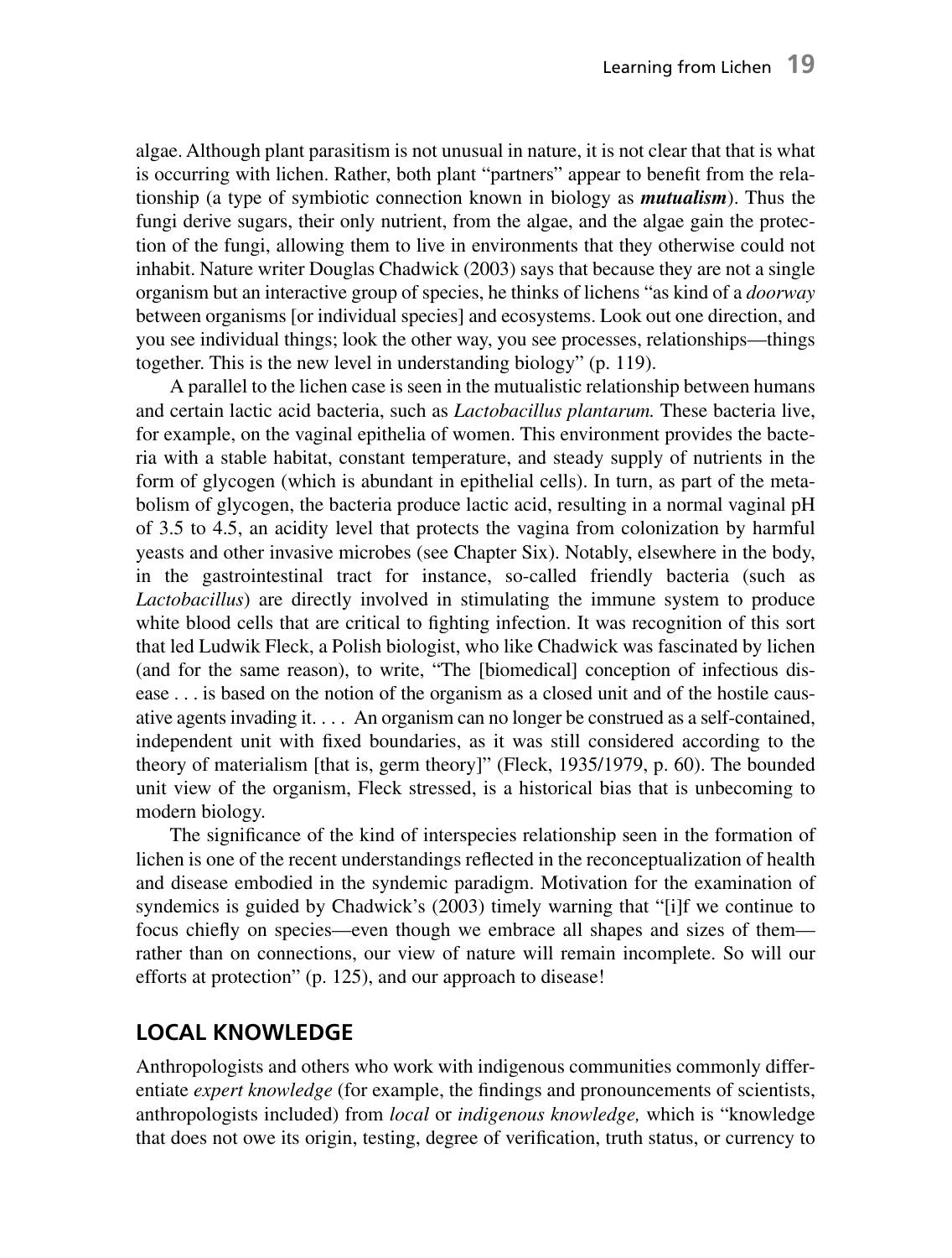algae. Although plant parasitism is not unusual in nature, it is not clear that that is what is occurring with lichen. Rather, both plant "partners" appear to benefit from the relationship (a type of symbiotic connection known in biology as ***mutualism***). Thus the fungi derive sugars, their only nutrient, from the algae, and the algae gain the protection of the fungi, allowing them to live in environments that they otherwise could not inhabit. Nature writer Douglas Chadwick (2003) says that because they are not a single organism but an interactive group of species, he thinks of lichens "as kind of a *doorway* between organisms [or individual species] and ecosystems. Look out one direction, and you see individual things; look the other way, you see processes, relationships—things together. This is the new level in understanding biology" (p. 119).

A parallel to the lichen case is seen in the mutualistic relationship between humans and certain lactic acid bacteria, such as *Lactobacillus plantarum.* These bacteria live, for example, on the vaginal epithelia of women. This environment provides the bacteria with a stable habitat, constant temperature, and steady supply of nutrients in the form of glycogen (which is abundant in epithelial cells). In turn, as part of the metabolism of glycogen, the bacteria produce lactic acid, resulting in a normal vaginal pH of 3.5 to 4.5, an acidity level that protects the vagina from colonization by harmful yeasts and other invasive microbes (see Chapter Six). Notably, elsewhere in the body, in the gastrointestinal tract for instance, so-called friendly bacteria (such as *Lactobacillus*) are directly involved in stimulating the immune system to produce white blood cells that are critical to fighting infection. It was recognition of this sort that led Ludwik Fleck, a Polish biologist, who like Chadwick was fascinated by lichen (and for the same reason), to write, "The [biomedical] conception of infectious disease . . . is based on the notion of the organism as a closed unit and of the hostile causative agents invading it. . . . An organism can no longer be construed as a self-contained, independent unit with fixed boundaries, as it was still considered according to the theory of materialism [that is, germ theory]" (Fleck, 1935/1979, p. 60). The bounded unit view of the organism, Fleck stressed, is a historical bias that is unbecoming to modern biology.

The significance of the kind of interspecies relationship seen in the formation of lichen is one of the recent understandings reflected in the reconceptualization of health and disease embodied in the syndemic paradigm. Motivation for the examination of syndemics is guided by Chadwick's (2003) timely warning that "[i]f we continue to focus chiefly on species—even though we embrace all shapes and sizes of them—rather than on connections, our view of nature will remain incomplete. So will our efforts at protection" (p. 125), and our approach to disease!

## LOCAL KNOWLEDGE

Anthropologists and others who work with indigenous communities commonly differentiate *expert knowledge* (for example, the findings and pronouncements of scientists, anthropologists included) from *local* or *indigenous knowledge,* which is "knowledge that does not owe its origin, testing, degree of verification, truth status, or currency to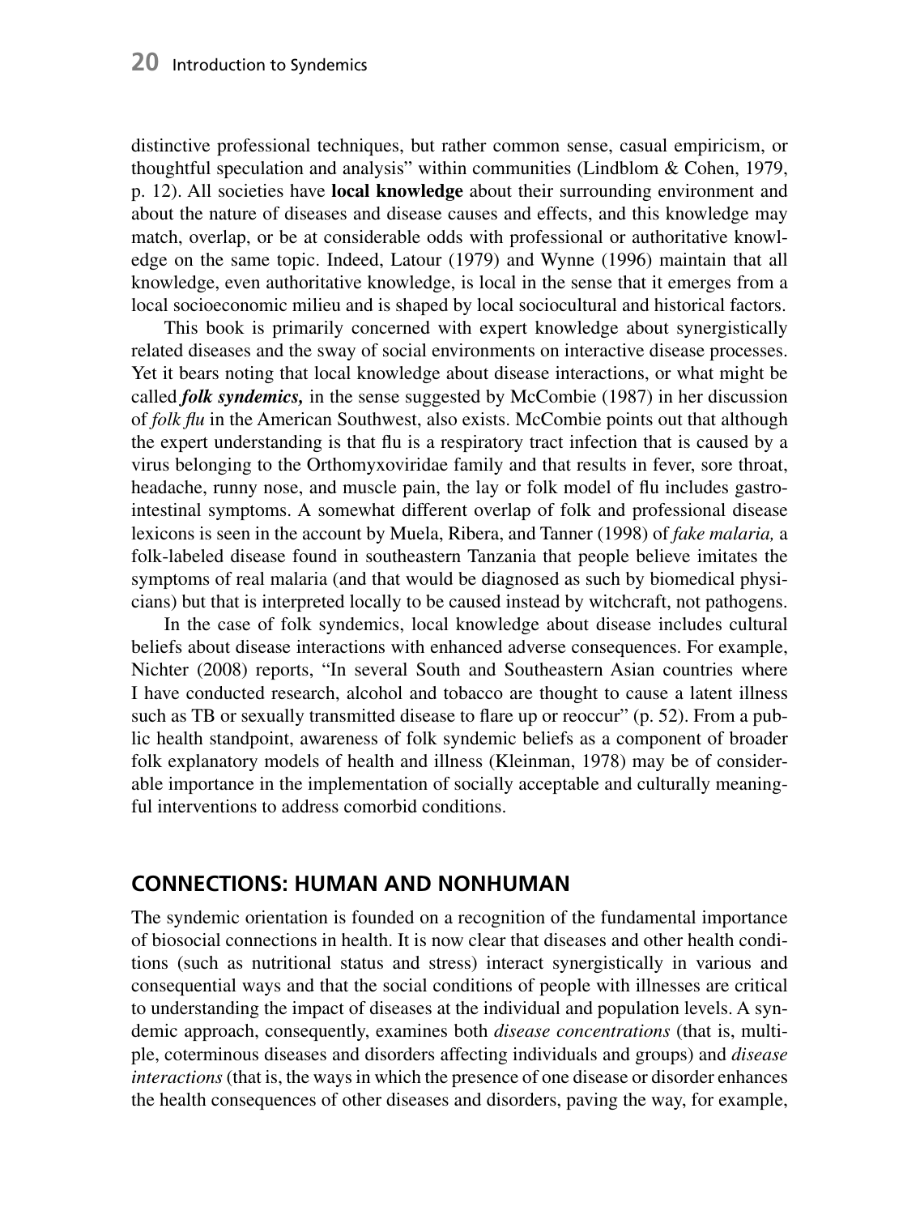distinctive professional techniques, but rather common sense, casual empiricism, or thoughtful speculation and analysis" within communities (Lindblom & Cohen, 1979, p. 12). All societies have **local knowledge** about their surrounding environment and about the nature of diseases and disease causes and effects, and this knowledge may match, overlap, or be at considerable odds with professional or authoritative knowledge on the same topic. Indeed, Latour (1979) and Wynne (1996) maintain that all knowledge, even authoritative knowledge, is local in the sense that it emerges from a local socioeconomic milieu and is shaped by local sociocultural and historical factors.

This book is primarily concerned with expert knowledge about synergistically related diseases and the sway of social environments on interactive disease processes. Yet it bears noting that local knowledge about disease interactions, or what might be called ***folk syndemics,*** in the sense suggested by McCombie (1987) in her discussion of *folk flu* in the American Southwest, also exists. McCombie points out that although the expert understanding is that flu is a respiratory tract infection that is caused by a virus belonging to the Orthomyxoviridae family and that results in fever, sore throat, headache, runny nose, and muscle pain, the lay or folk model of flu includes gastrointestinal symptoms. A somewhat different overlap of folk and professional disease lexicons is seen in the account by Muela, Ribera, and Tanner (1998) of *fake malaria,* a folk-labeled disease found in southeastern Tanzania that people believe imitates the symptoms of real malaria (and that would be diagnosed as such by biomedical physicians) but that is interpreted locally to be caused instead by witchcraft, not pathogens.

In the case of folk syndemics, local knowledge about disease includes cultural beliefs about disease interactions with enhanced adverse consequences. For example, Nichter (2008) reports, "In several South and Southeastern Asian countries where I have conducted research, alcohol and tobacco are thought to cause a latent illness such as TB or sexually transmitted disease to flare up or reoccur" (p. 52). From a public health standpoint, awareness of folk syndemic beliefs as a component of broader folk explanatory models of health and illness (Kleinman, 1978) may be of considerable importance in the implementation of socially acceptable and culturally meaningful interventions to address comorbid conditions.

## CONNECTIONS: HUMAN AND NONHUMAN

The syndemic orientation is founded on a recognition of the fundamental importance of biosocial connections in health. It is now clear that diseases and other health conditions (such as nutritional status and stress) interact synergistically in various and consequential ways and that the social conditions of people with illnesses are critical to understanding the impact of diseases at the individual and population levels. A syndemic approach, consequently, examines both *disease concentrations* (that is, multiple, coterminous diseases and disorders affecting individuals and groups) and *disease interactions* (that is, the ways in which the presence of one disease or disorder enhances the health consequences of other diseases and disorders, paving the way, for example,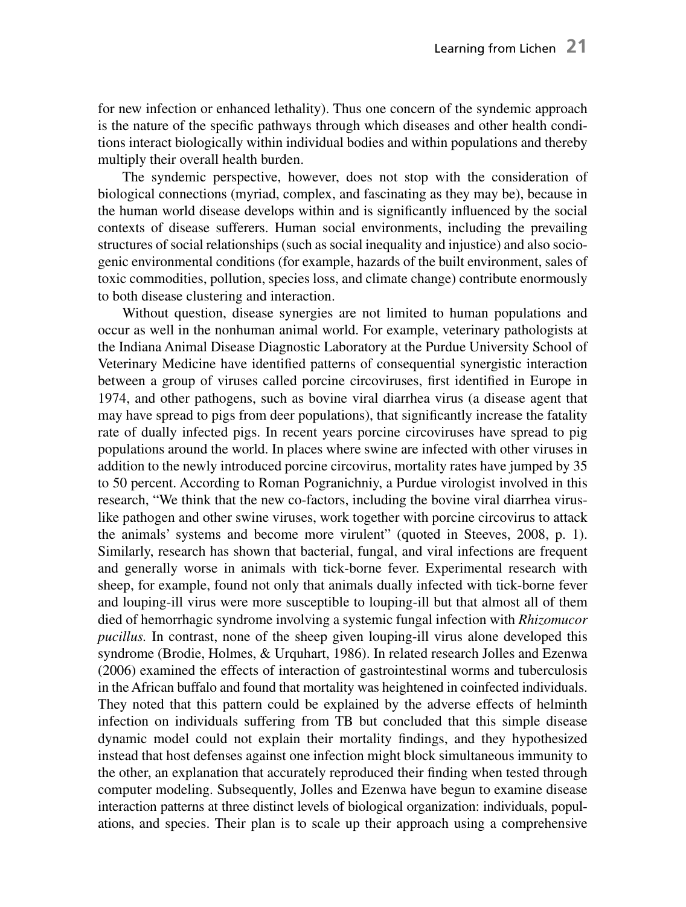for new infection or enhanced lethality). Thus one concern of the syndemic approach is the nature of the specific pathways through which diseases and other health conditions interact biologically within individual bodies and within populations and thereby multiply their overall health burden.

The syndemic perspective, however, does not stop with the consideration of biological connections (myriad, complex, and fascinating as they may be), because in the human world disease develops within and is significantly influenced by the social contexts of disease sufferers. Human social environments, including the prevailing structures of social relationships (such as social inequality and injustice) and also sociogenic environmental conditions (for example, hazards of the built environment, sales of toxic commodities, pollution, species loss, and climate change) contribute enormously to both disease clustering and interaction.

Without question, disease synergies are not limited to human populations and occur as well in the nonhuman animal world. For example, veterinary pathologists at the Indiana Animal Disease Diagnostic Laboratory at the Purdue University School of Veterinary Medicine have identified patterns of consequential synergistic interaction between a group of viruses called porcine circoviruses, first identified in Europe in 1974, and other pathogens, such as bovine viral diarrhea virus (a disease agent that may have spread to pigs from deer populations), that significantly increase the fatality rate of dually infected pigs. In recent years porcine circoviruses have spread to pig populations around the world. In places where swine are infected with other viruses in addition to the newly introduced porcine circovirus, mortality rates have jumped by 35 to 50 percent. According to Roman Pogranichniy, a Purdue virologist involved in this research, "We think that the new co-factors, including the bovine viral diarrhea virus-like pathogen and other swine viruses, work together with porcine circovirus to attack the animals' systems and become more virulent" (quoted in Steeves, 2008, p. 1). Similarly, research has shown that bacterial, fungal, and viral infections are frequent and generally worse in animals with tick-borne fever. Experimental research with sheep, for example, found not only that animals dually infected with tick-borne fever and louping-ill virus were more susceptible to louping-ill but that almost all of them died of hemorrhagic syndrome involving a systemic fungal infection with *Rhizomucor pucillus.* In contrast, none of the sheep given louping-ill virus alone developed this syndrome (Brodie, Holmes, & Urquhart, 1986). In related research Jolles and Ezenwa (2006) examined the effects of interaction of gastrointestinal worms and tuberculosis in the African buffalo and found that mortality was heightened in coinfected individuals. They noted that this pattern could be explained by the adverse effects of helminth infection on individuals suffering from TB but concluded that this simple disease dynamic model could not explain their mortality findings, and they hypothesized instead that host defenses against one infection might block simultaneous immunity to the other, an explanation that accurately reproduced their finding when tested through computer modeling. Subsequently, Jolles and Ezenwa have begun to examine disease interaction patterns at three distinct levels of biological organization: individuals, populations, and species. Their plan is to scale up their approach using a comprehensive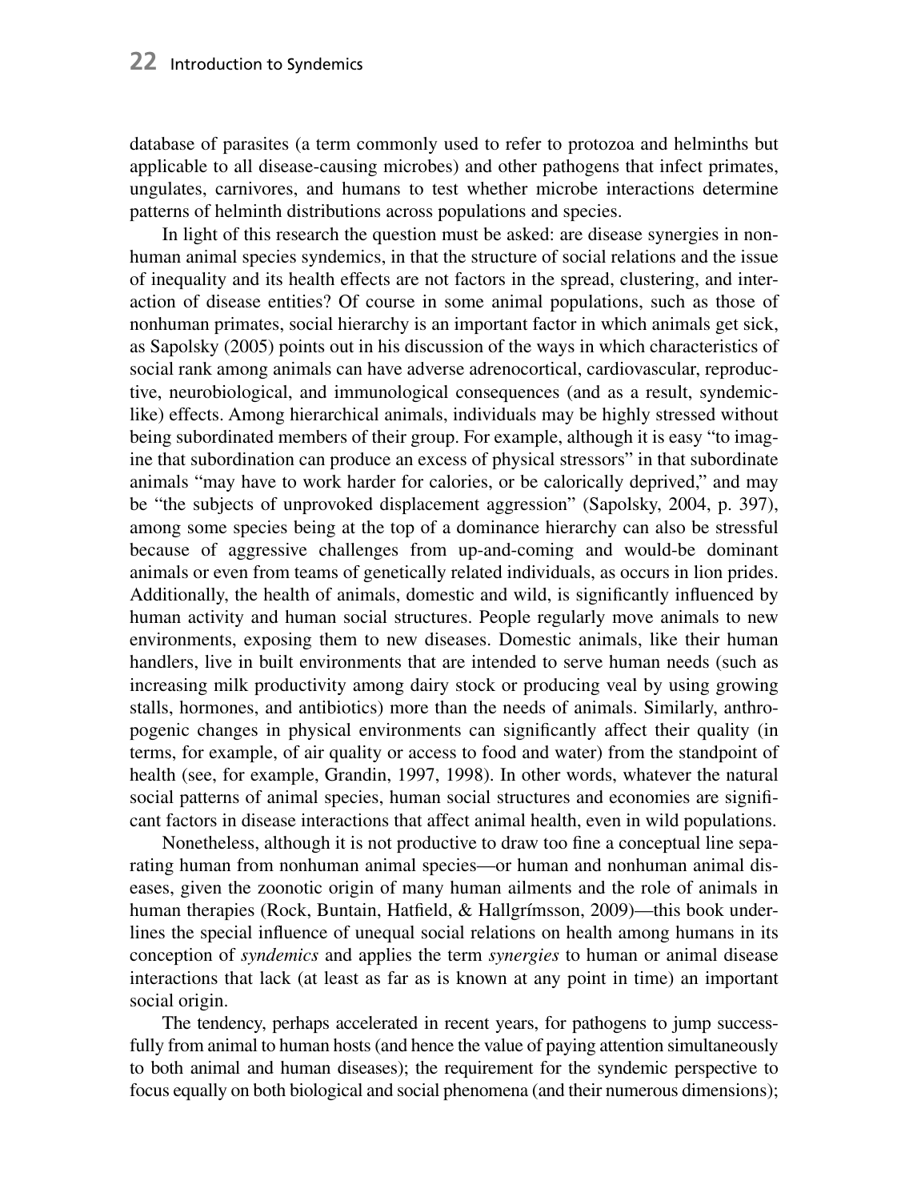database of parasites (a term commonly used to refer to protozoa and helminths but applicable to all disease-causing microbes) and other pathogens that infect primates, ungulates, carnivores, and humans to test whether microbe interactions determine patterns of helminth distributions across populations and species.

In light of this research the question must be asked: are disease synergies in nonhuman animal species syndemics, in that the structure of social relations and the issue of inequality and its health effects are not factors in the spread, clustering, and interaction of disease entities? Of course in some animal populations, such as those of nonhuman primates, social hierarchy is an important factor in which animals get sick, as Sapolsky (2005) points out in his discussion of the ways in which characteristics of social rank among animals can have adverse adrenocortical, cardiovascular, reproductive, neurobiological, and immunological consequences (and as a result, syndemic-like) effects. Among hierarchical animals, individuals may be highly stressed without being subordinated members of their group. For example, although it is easy "to imagine that subordination can produce an excess of physical stressors" in that subordinate animals "may have to work harder for calories, or be calorically deprived," and may be "the subjects of unprovoked displacement aggression" (Sapolsky, 2004, p. 397), among some species being at the top of a dominance hierarchy can also be stressful because of aggressive challenges from up-and-coming and would-be dominant animals or even from teams of genetically related individuals, as occurs in lion prides. Additionally, the health of animals, domestic and wild, is significantly influenced by human activity and human social structures. People regularly move animals to new environments, exposing them to new diseases. Domestic animals, like their human handlers, live in built environments that are intended to serve human needs (such as increasing milk productivity among dairy stock or producing veal by using growing stalls, hormones, and antibiotics) more than the needs of animals. Similarly, anthropogenic changes in physical environments can significantly affect their quality (in terms, for example, of air quality or access to food and water) from the standpoint of health (see, for example, Grandin, 1997, 1998). In other words, whatever the natural social patterns of animal species, human social structures and economies are significant factors in disease interactions that affect animal health, even in wild populations.

Nonetheless, although it is not productive to draw too fine a conceptual line separating human from nonhuman animal species—or human and nonhuman animal diseases, given the zoonotic origin of many human ailments and the role of animals in human therapies (Rock, Buntain, Hatfield, & Hallgrímsson, 2009)—this book underlines the special influence of unequal social relations on health among humans in its conception of *syndemics* and applies the term *synergies* to human or animal disease interactions that lack (at least as far as is known at any point in time) an important social origin.

The tendency, perhaps accelerated in recent years, for pathogens to jump successfully from animal to human hosts (and hence the value of paying attention simultaneously to both animal and human diseases); the requirement for the syndemic perspective to focus equally on both biological and social phenomena (and their numerous dimensions);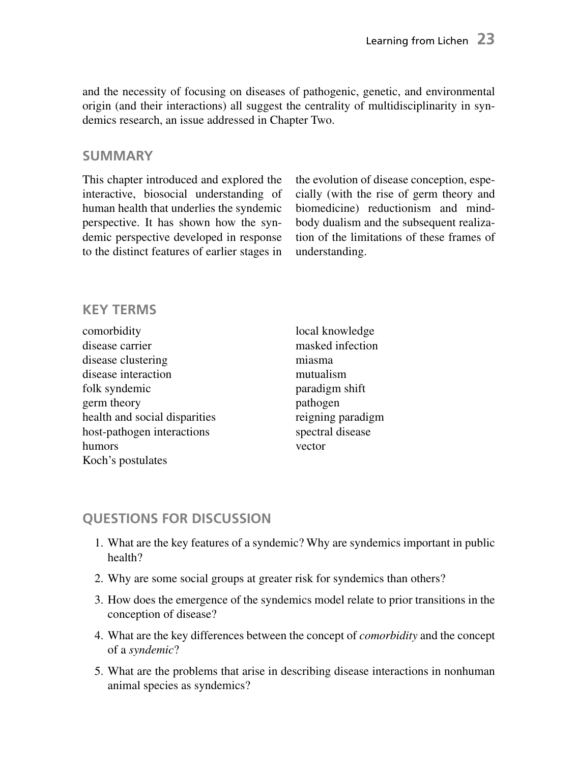and the necessity of focusing on diseases of pathogenic, genetic, and environmental origin (and their interactions) all suggest the centrality of multidisciplinarity in syndemics research, an issue addressed in Chapter Two.

## SUMMARY

This chapter introduced and explored the interactive, biosocial understanding of human health that underlies the syndemic perspective. It has shown how the syndemic perspective developed in response to the distinct features of earlier stages in the evolution of disease conception, especially (with the rise of germ theory and biomedicine) reductionism and mind-body dualism and the subsequent realization of the limitations of these frames of understanding.

## KEY TERMS

comorbidity
disease carrier
disease clustering
disease interaction
folk syndemic
germ theory
health and social disparities
host-pathogen interactions
humors
Koch's postulates
local knowledge
masked infection
miasma
mutualism
paradigm shift
pathogen
reigning paradigm
spectral disease
vector

## QUESTIONS FOR DISCUSSION

1. What are the key features of a syndemic? Why are syndemics important in public health?
2. Why are some social groups at greater risk for syndemics than others?
3. How does the emergence of the syndemics model relate to prior transitions in the conception of disease?
4. What are the key differences between the concept of *comorbidity* and the concept of a *syndemic*?
5. What are the problems that arise in describing disease interactions in nonhuman animal species as syndemics?